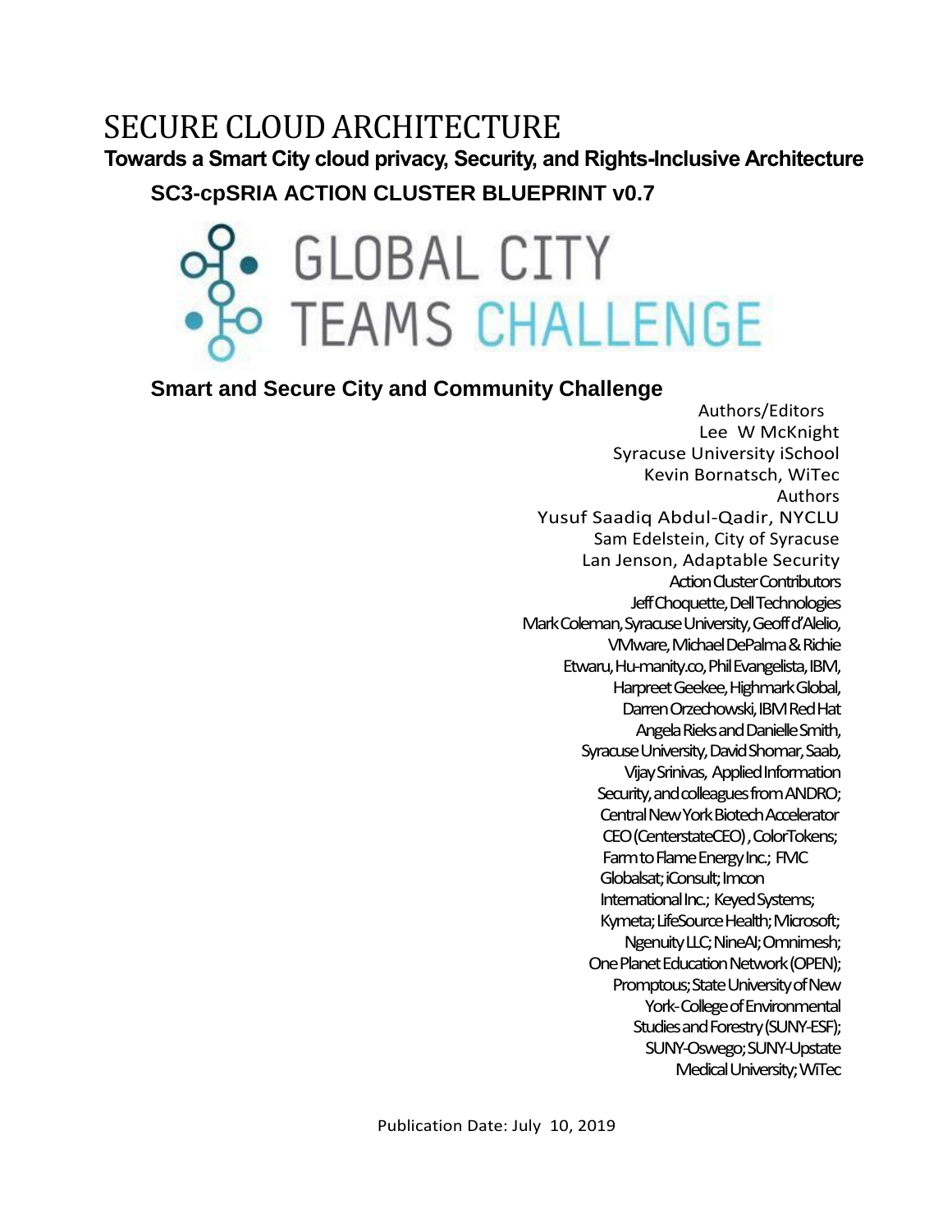# SECURE CLOUD ARCHITECTURE

## Towards a Smart City cloud privacy, Security, and Rights-Inclusive Architecture

### SC3-cpSRIA ACTION CLUSTER BLUEPRINT v0.7

GLOBAL CITY TEAMS CHALLENGE

### Smart and Secure City and Community Challenge

Authors/Editors
Lee W McKnight
Syracuse University iSchool
Kevin Bornatsch, WiTec

Authors
Yusuf Saadiq Abdul-Qadir, NYCLU
Sam Edelstein, City of Syracuse
Lan Jenson, Adaptable Security

Action Cluster Contributors
Jeff Choquette, Dell Technologies
Mark Coleman, Syracuse University, Geoff d'Alelio, VMware, Michael DePalma & Richie Etwaru, Hu-manity.co, Phil Evangelista, IBM, Harpreet Geekee, Highmark Global, Darren Orzechowski, IBM Red Hat
Angela Rieks and Danielle Smith, Syracuse University, David Shomar, Saab, Vijay Srinivas, Applied Information Security, and colleagues from ANDRO; Central New York Biotech Accelerator CEO (CenterstateCEO), ColorTokens; Farm to Flame Energy Inc.; FMC Globalsat; iConsult; Imcon International Inc.; Keyed Systems; Kymeta; LifeSource Health; Microsoft; Ngenuity LLC; NineAI; Omnimesh; One Planet Education Network (OPEN); Promptous; State University of New York-College of Environmental Studies and Forestry (SUNY-ESF); SUNY-Oswego; SUNY-Upstate Medical University; WiTec

Publication Date: July 10, 2019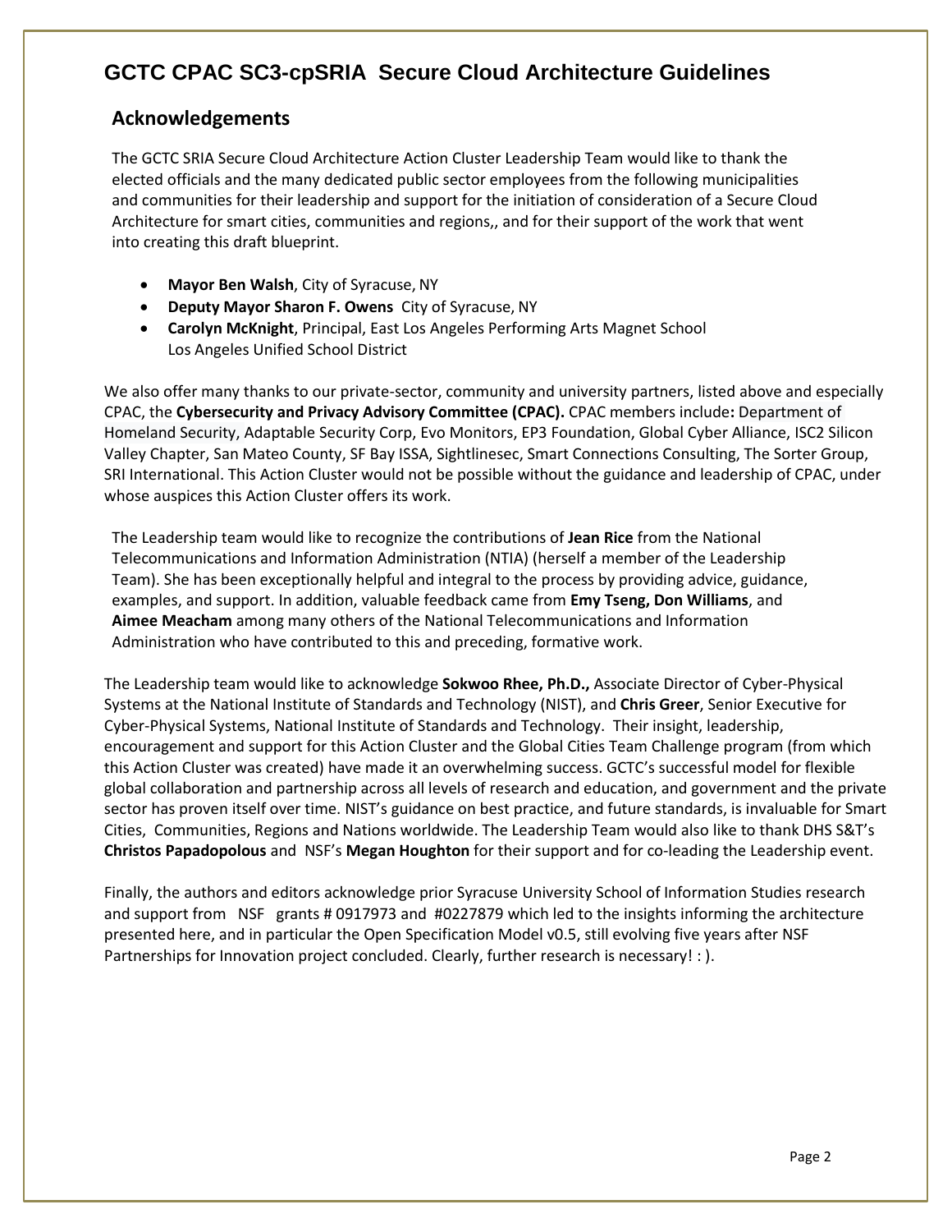# GCTC CPAC SC3-cpSRIA Secure Cloud Architecture Guidelines

## Acknowledgements

The GCTC SRIA Secure Cloud Architecture Action Cluster Leadership Team would like to thank the elected officials and the many dedicated public sector employees from the following municipalities and communities for their leadership and support for the initiation of consideration of a Secure Cloud Architecture for smart cities, communities and regions,, and for their support of the work that went into creating this draft blueprint.

- **Mayor Ben Walsh**, City of Syracuse, NY
- **Deputy Mayor Sharon F. Owens** City of Syracuse, NY
- **Carolyn McKnight**, Principal, East Los Angeles Performing Arts Magnet School Los Angeles Unified School District

We also offer many thanks to our private-sector, community and university partners, listed above and especially CPAC, the **Cybersecurity and Privacy Advisory Committee (CPAC).** CPAC members include**:** Department of Homeland Security, Adaptable Security Corp, Evo Monitors, EP3 Foundation, Global Cyber Alliance, ISC2 Silicon Valley Chapter, San Mateo County, SF Bay ISSA, Sightlinesec, Smart Connections Consulting, The Sorter Group, SRI International. This Action Cluster would not be possible without the guidance and leadership of CPAC, under whose auspices this Action Cluster offers its work.

The Leadership team would like to recognize the contributions of **Jean Rice** from the National Telecommunications and Information Administration (NTIA) (herself a member of the Leadership Team). She has been exceptionally helpful and integral to the process by providing advice, guidance, examples, and support. In addition, valuable feedback came from **Emy Tseng, Don Williams**, and **Aimee Meacham** among many others of the National Telecommunications and Information Administration who have contributed to this and preceding, formative work.

The Leadership team would like to acknowledge **Sokwoo Rhee, Ph.D.,** Associate Director of Cyber-Physical Systems at the National Institute of Standards and Technology (NIST), and **Chris Greer**, Senior Executive for Cyber-Physical Systems, National Institute of Standards and Technology. Their insight, leadership, encouragement and support for this Action Cluster and the Global Cities Team Challenge program (from which this Action Cluster was created) have made it an overwhelming success. GCTC's successful model for flexible global collaboration and partnership across all levels of research and education, and government and the private sector has proven itself over time. NIST's guidance on best practice, and future standards, is invaluable for Smart Cities, Communities, Regions and Nations worldwide. The Leadership Team would also like to thank DHS S&T's **Christos Papadopolous** and NSF's **Megan Houghton** for their support and for co-leading the Leadership event.

Finally, the authors and editors acknowledge prior Syracuse University School of Information Studies research and support from NSF grants # 0917973 and #0227879 which led to the insights informing the architecture presented here, and in particular the Open Specification Model v0.5, still evolving five years after NSF Partnerships for Innovation project concluded. Clearly, further research is necessary! : ).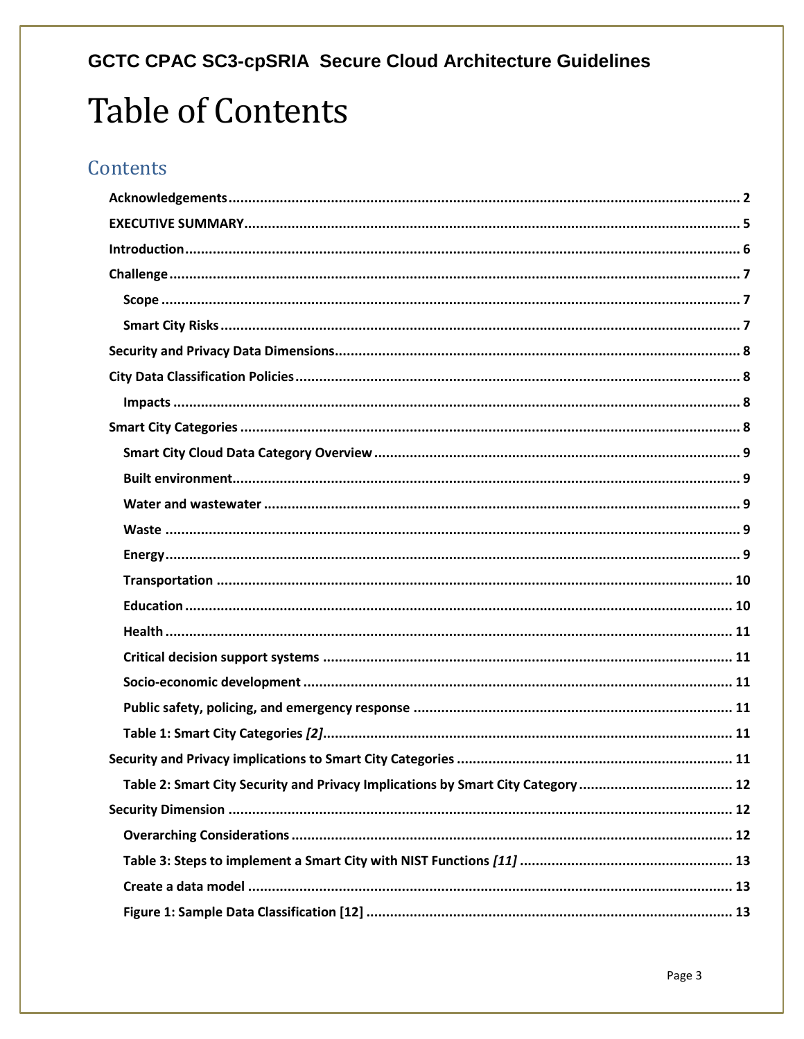# Table of Contents

## Contents

**Acknowledgements** ........ 2

**EXECUTIVE SUMMARY** ........ 5

**Introduction** ........ 6

**Challenge** ........ 7

- **Scope** ........ 7
- **Smart City Risks** ........ 7

**Security and Privacy Data Dimensions** ........ 8

**City Data Classification Policies** ........ 8

- **Impacts** ........ 8

**Smart City Categories** ........ 8

- **Smart City Cloud Data Category Overview** ........ 9
- **Built environment** ........ 9
- **Water and wastewater** ........ 9
- **Waste** ........ 9
- **Energy** ........ 9
- **Transportation** ........ 10
- **Education** ........ 10
- **Health** ........ 11
- **Critical decision support systems** ........ 11
- **Socio-economic development** ........ 11
- **Public safety, policing, and emergency response** ........ 11
- **Table 1: Smart City Categories *[2]*** ........ 11

**Security and Privacy implications to Smart City Categories** ........ 11

- **Table 2: Smart City Security and Privacy Implications by Smart City Category** ........ 12

**Security Dimension** ........ 12

- **Overarching Considerations** ........ 12
- **Table 3: Steps to implement a Smart City with NIST Functions *[11]*** ........ 13
- **Create a data model** ........ 13
- **Figure 1: Sample Data Classification [12]** ........ 13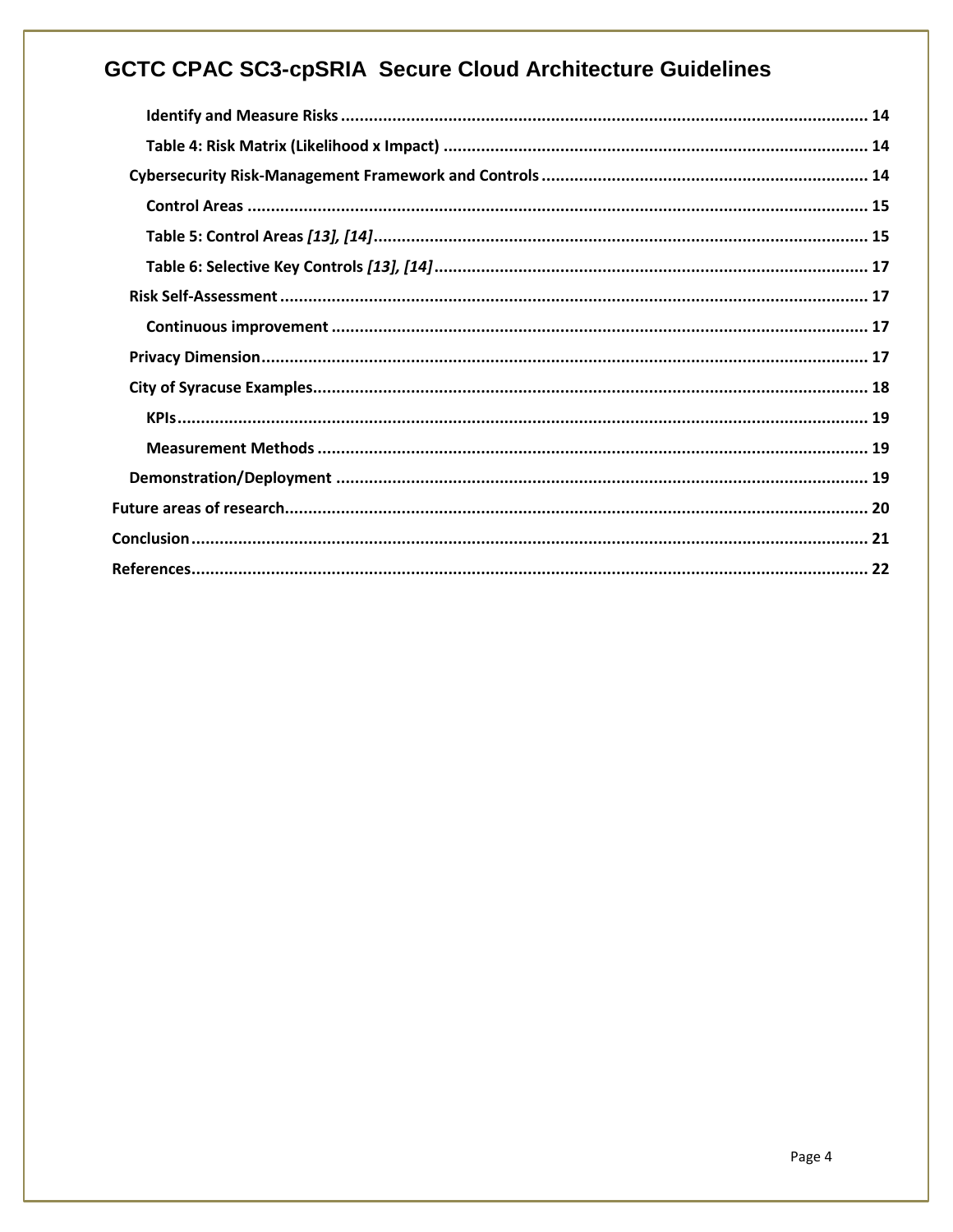- **Identify and Measure Risks** ........ 14
- **Table 4: Risk Matrix (Likelihood x Impact)** ........ 14
- **Cybersecurity Risk-Management Framework and Controls** ........ 14
- **Control Areas** ........ 15
- **Table 5: Control Areas *[13], [14]*** ........ 15
- **Table 6: Selective Key Controls *[13], [14]*** ........ 17
- **Risk Self-Assessment** ........ 17
- **Continuous improvement** ........ 17
- **Privacy Dimension** ........ 17
- **City of Syracuse Examples** ........ 18
- **KPIs** ........ 19
- **Measurement Methods** ........ 19
- **Demonstration/Deployment** ........ 19
- **Future areas of research** ........ 20
- **Conclusion** ........ 21
- **References** ........ 22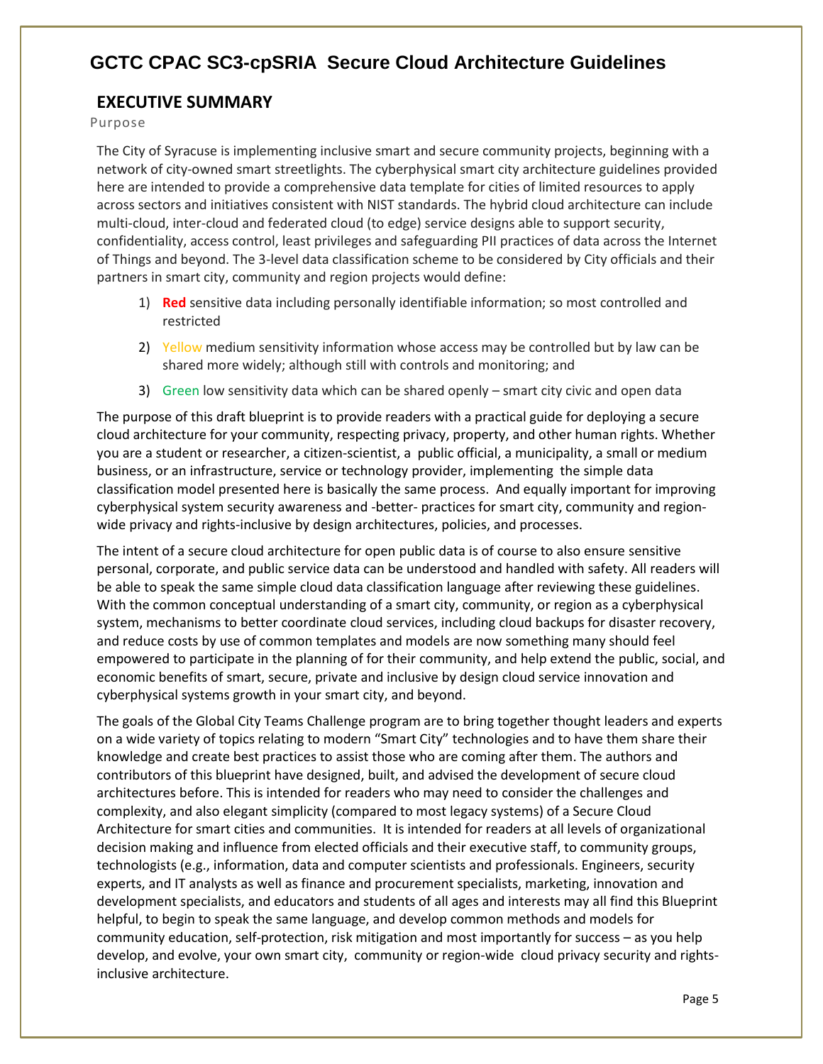# GCTC CPAC SC3-cpSRIA Secure Cloud Architecture Guidelines

## EXECUTIVE SUMMARY

### Purpose

The City of Syracuse is implementing inclusive smart and secure community projects, beginning with a network of city-owned smart streetlights. The cyberphysical smart city architecture guidelines provided here are intended to provide a comprehensive data template for cities of limited resources to apply across sectors and initiatives consistent with NIST standards. The hybrid cloud architecture can include multi-cloud, inter-cloud and federated cloud (to edge) service designs able to support security, confidentiality, access control, least privileges and safeguarding PII practices of data across the Internet of Things and beyond. The 3-level data classification scheme to be considered by City officials and their partners in smart city, community and region projects would define:

1) **Red** sensitive data including personally identifiable information; so most controlled and restricted
2) Yellow medium sensitivity information whose access may be controlled but by law can be shared more widely; although still with controls and monitoring; and
3) Green low sensitivity data which can be shared openly – smart city civic and open data

The purpose of this draft blueprint is to provide readers with a practical guide for deploying a secure cloud architecture for your community, respecting privacy, property, and other human rights. Whether you are a student or researcher, a citizen-scientist, a public official, a municipality, a small or medium business, or an infrastructure, service or technology provider, implementing the simple data classification model presented here is basically the same process. And equally important for improving cyberphysical system security awareness and -better- practices for smart city, community and region-wide privacy and rights-inclusive by design architectures, policies, and processes.

The intent of a secure cloud architecture for open public data is of course to also ensure sensitive personal, corporate, and public service data can be understood and handled with safety. All readers will be able to speak the same simple cloud data classification language after reviewing these guidelines. With the common conceptual understanding of a smart city, community, or region as a cyberphysical system, mechanisms to better coordinate cloud services, including cloud backups for disaster recovery, and reduce costs by use of common templates and models are now something many should feel empowered to participate in the planning of for their community, and help extend the public, social, and economic benefits of smart, secure, private and inclusive by design cloud service innovation and cyberphysical systems growth in your smart city, and beyond.

The goals of the Global City Teams Challenge program are to bring together thought leaders and experts on a wide variety of topics relating to modern "Smart City" technologies and to have them share their knowledge and create best practices to assist those who are coming after them. The authors and contributors of this blueprint have designed, built, and advised the development of secure cloud architectures before. This is intended for readers who may need to consider the challenges and complexity, and also elegant simplicity (compared to most legacy systems) of a Secure Cloud Architecture for smart cities and communities. It is intended for readers at all levels of organizational decision making and influence from elected officials and their executive staff, to community groups, technologists (e.g., information, data and computer scientists and professionals. Engineers, security experts, and IT analysts as well as finance and procurement specialists, marketing, innovation and development specialists, and educators and students of all ages and interests may all find this Blueprint helpful, to begin to speak the same language, and develop common methods and models for community education, self-protection, risk mitigation and most importantly for success – as you help develop, and evolve, your own smart city, community or region-wide cloud privacy security and rights-inclusive architecture.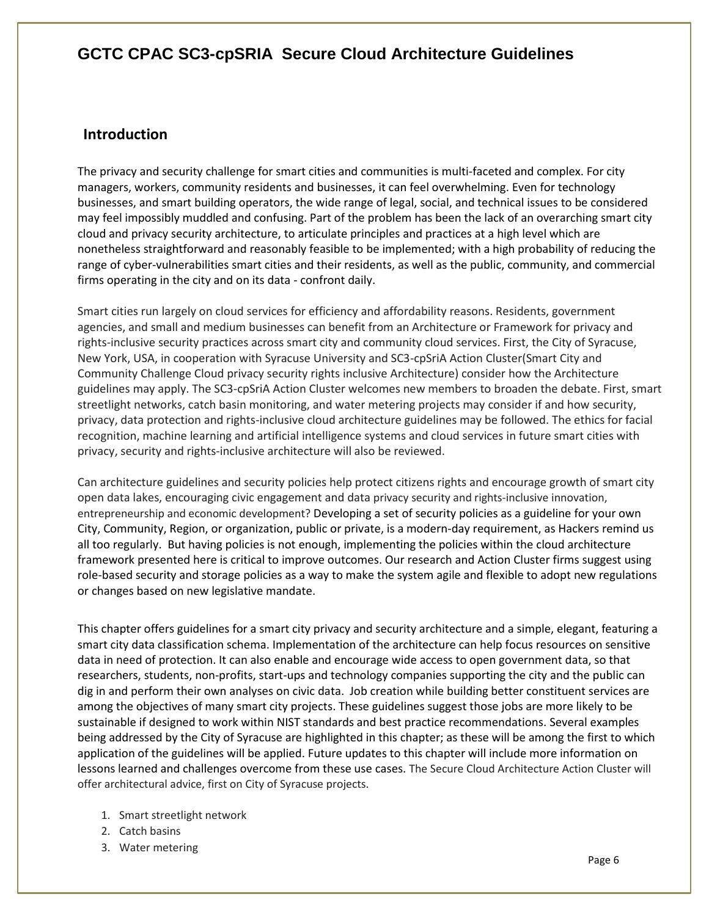# GCTC CPAC SC3-cpSRIA Secure Cloud Architecture Guidelines

## Introduction

The privacy and security challenge for smart cities and communities is multi-faceted and complex. For city managers, workers, community residents and businesses, it can feel overwhelming. Even for technology businesses, and smart building operators, the wide range of legal, social, and technical issues to be considered may feel impossibly muddled and confusing. Part of the problem has been the lack of an overarching smart city cloud and privacy security architecture, to articulate principles and practices at a high level which are nonetheless straightforward and reasonably feasible to be implemented; with a high probability of reducing the range of cyber-vulnerabilities smart cities and their residents, as well as the public, community, and commercial firms operating in the city and on its data - confront daily.

Smart cities run largely on cloud services for efficiency and affordability reasons. Residents, government agencies, and small and medium businesses can benefit from an Architecture or Framework for privacy and rights-inclusive security practices across smart city and community cloud services. First, the City of Syracuse, New York, USA, in cooperation with Syracuse University and SC3-cpSriA Action Cluster(Smart City and Community Challenge Cloud privacy security rights inclusive Architecture) consider how the Architecture guidelines may apply. The SC3-cpSriA Action Cluster welcomes new members to broaden the debate. First, smart streetlight networks, catch basin monitoring, and water metering projects may consider if and how security, privacy, data protection and rights-inclusive cloud architecture guidelines may be followed. The ethics for facial recognition, machine learning and artificial intelligence systems and cloud services in future smart cities with privacy, security and rights-inclusive architecture will also be reviewed.

Can architecture guidelines and security policies help protect citizens rights and encourage growth of smart city open data lakes, encouraging civic engagement and data privacy security and rights-inclusive innovation, entrepreneurship and economic development? Developing a set of security policies as a guideline for your own City, Community, Region, or organization, public or private, is a modern-day requirement, as Hackers remind us all too regularly. But having policies is not enough, implementing the policies within the cloud architecture framework presented here is critical to improve outcomes. Our research and Action Cluster firms suggest using role-based security and storage policies as a way to make the system agile and flexible to adopt new regulations or changes based on new legislative mandate.

This chapter offers guidelines for a smart city privacy and security architecture and a simple, elegant, featuring a smart city data classification schema. Implementation of the architecture can help focus resources on sensitive data in need of protection. It can also enable and encourage wide access to open government data, so that researchers, students, non-profits, start-ups and technology companies supporting the city and the public can dig in and perform their own analyses on civic data. Job creation while building better constituent services are among the objectives of many smart city projects. These guidelines suggest those jobs are more likely to be sustainable if designed to work within NIST standards and best practice recommendations. Several examples being addressed by the City of Syracuse are highlighted in this chapter; as these will be among the first to which application of the guidelines will be applied. Future updates to this chapter will include more information on lessons learned and challenges overcome from these use cases. The Secure Cloud Architecture Action Cluster will offer architectural advice, first on City of Syracuse projects.

1. Smart streetlight network
2. Catch basins
3. Water metering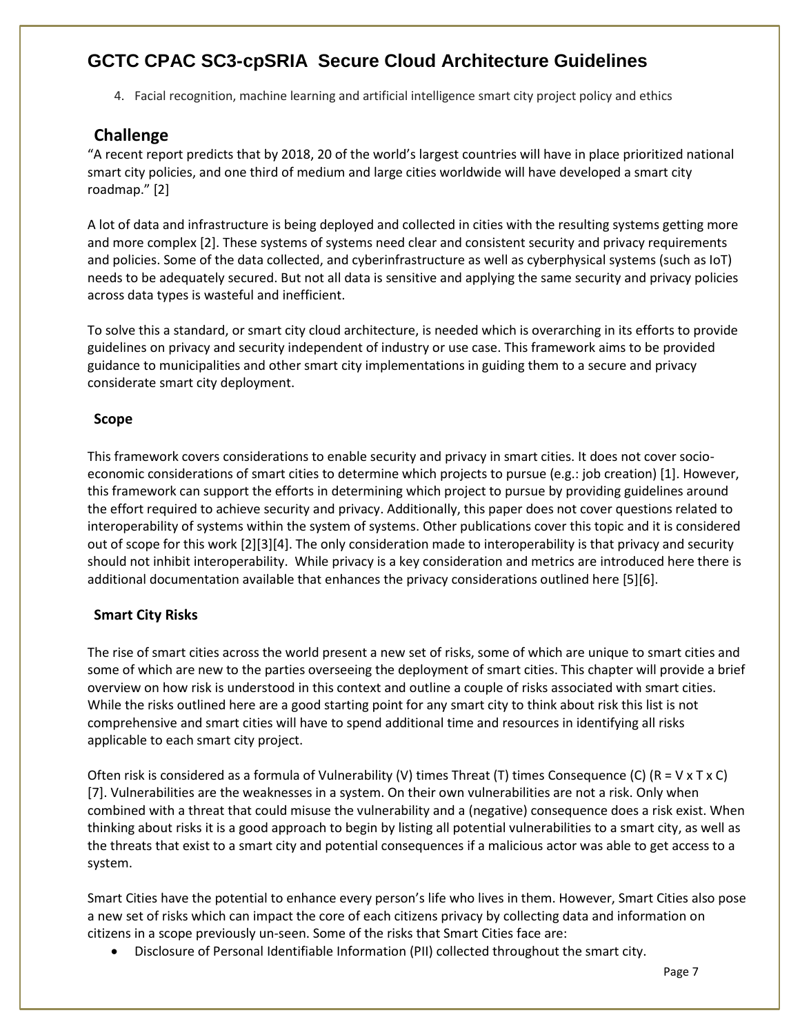4. Facial recognition, machine learning and artificial intelligence smart city project policy and ethics

## Challenge

"A recent report predicts that by 2018, 20 of the world's largest countries will have in place prioritized national smart city policies, and one third of medium and large cities worldwide will have developed a smart city roadmap." [2]

A lot of data and infrastructure is being deployed and collected in cities with the resulting systems getting more and more complex [2]. These systems of systems need clear and consistent security and privacy requirements and policies. Some of the data collected, and cyberinfrastructure as well as cyberphysical systems (such as IoT) needs to be adequately secured. But not all data is sensitive and applying the same security and privacy policies across data types is wasteful and inefficient.

To solve this a standard, or smart city cloud architecture, is needed which is overarching in its efforts to provide guidelines on privacy and security independent of industry or use case. This framework aims to be provided guidance to municipalities and other smart city implementations in guiding them to a secure and privacy considerate smart city deployment.

### Scope

This framework covers considerations to enable security and privacy in smart cities. It does not cover socio-economic considerations of smart cities to determine which projects to pursue (e.g.: job creation) [1]. However, this framework can support the efforts in determining which project to pursue by providing guidelines around the effort required to achieve security and privacy. Additionally, this paper does not cover questions related to interoperability of systems within the system of systems. Other publications cover this topic and it is considered out of scope for this work [2][3][4]. The only consideration made to interoperability is that privacy and security should not inhibit interoperability. While privacy is a key consideration and metrics are introduced here there is additional documentation available that enhances the privacy considerations outlined here [5][6].

### Smart City Risks

The rise of smart cities across the world present a new set of risks, some of which are unique to smart cities and some of which are new to the parties overseeing the deployment of smart cities. This chapter will provide a brief overview on how risk is understood in this context and outline a couple of risks associated with smart cities. While the risks outlined here are a good starting point for any smart city to think about risk this list is not comprehensive and smart cities will have to spend additional time and resources in identifying all risks applicable to each smart city project.

Often risk is considered as a formula of Vulnerability (V) times Threat (T) times Consequence (C) ($R = V \times T \times C$) [7]. Vulnerabilities are the weaknesses in a system. On their own vulnerabilities are not a risk. Only when combined with a threat that could misuse the vulnerability and a (negative) consequence does a risk exist. When thinking about risks it is a good approach to begin by listing all potential vulnerabilities to a smart city, as well as the threats that exist to a smart city and potential consequences if a malicious actor was able to get access to a system.

Smart Cities have the potential to enhance every person's life who lives in them. However, Smart Cities also pose a new set of risks which can impact the core of each citizens privacy by collecting data and information on citizens in a scope previously un-seen. Some of the risks that Smart Cities face are:

- Disclosure of Personal Identifiable Information (PII) collected throughout the smart city.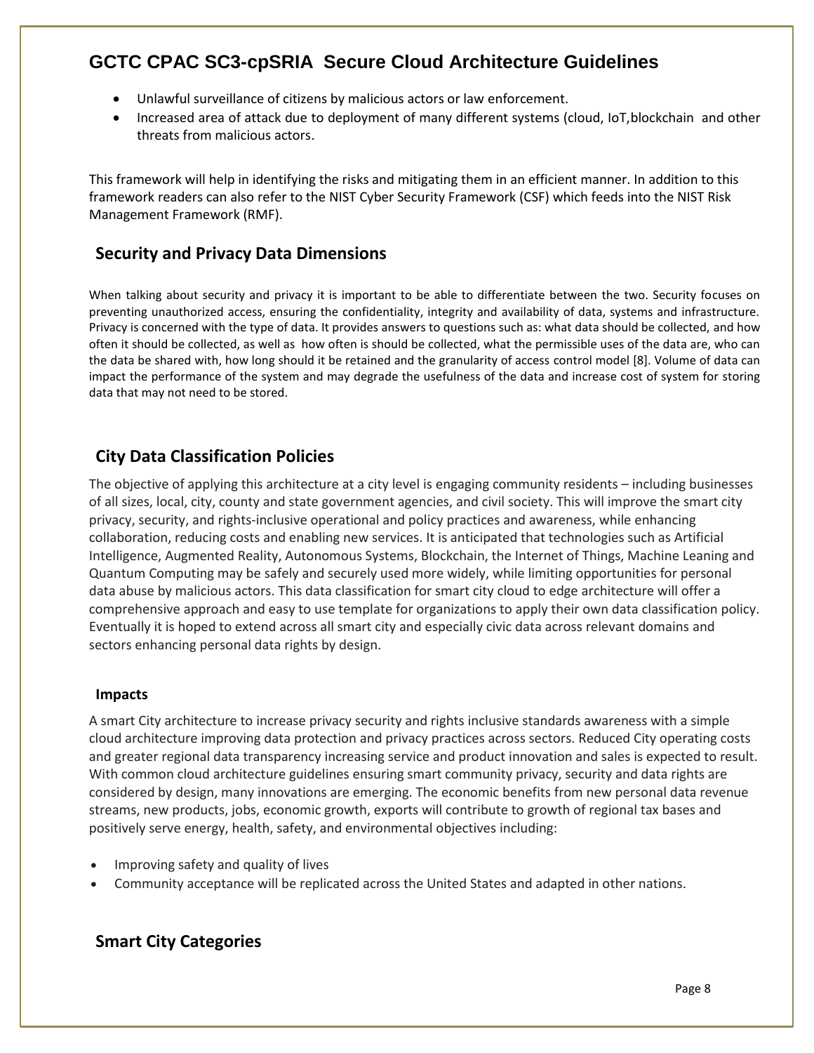- Unlawful surveillance of citizens by malicious actors or law enforcement.
- Increased area of attack due to deployment of many different systems (cloud, IoT,blockchain and other threats from malicious actors.

This framework will help in identifying the risks and mitigating them in an efficient manner. In addition to this framework readers can also refer to the NIST Cyber Security Framework (CSF) which feeds into the NIST Risk Management Framework (RMF).

## Security and Privacy Data Dimensions

When talking about security and privacy it is important to be able to differentiate between the two. Security focuses on preventing unauthorized access, ensuring the confidentiality, integrity and availability of data, systems and infrastructure. Privacy is concerned with the type of data. It provides answers to questions such as: what data should be collected, and how often it should be collected, as well as how often is should be collected, what the permissible uses of the data are, who can the data be shared with, how long should it be retained and the granularity of access control model [8]. Volume of data can impact the performance of the system and may degrade the usefulness of the data and increase cost of system for storing data that may not need to be stored.

## City Data Classification Policies

The objective of applying this architecture at a city level is engaging community residents – including businesses of all sizes, local, city, county and state government agencies, and civil society. This will improve the smart city privacy, security, and rights-inclusive operational and policy practices and awareness, while enhancing collaboration, reducing costs and enabling new services. It is anticipated that technologies such as Artificial Intelligence, Augmented Reality, Autonomous Systems, Blockchain, the Internet of Things, Machine Leaning and Quantum Computing may be safely and securely used more widely, while limiting opportunities for personal data abuse by malicious actors. This data classification for smart city cloud to edge architecture will offer a comprehensive approach and easy to use template for organizations to apply their own data classification policy. Eventually it is hoped to extend across all smart city and especially civic data across relevant domains and sectors enhancing personal data rights by design.

### Impacts

A smart City architecture to increase privacy security and rights inclusive standards awareness with a simple cloud architecture improving data protection and privacy practices across sectors. Reduced City operating costs and greater regional data transparency increasing service and product innovation and sales is expected to result. With common cloud architecture guidelines ensuring smart community privacy, security and data rights are considered by design, many innovations are emerging. The economic benefits from new personal data revenue streams, new products, jobs, economic growth, exports will contribute to growth of regional tax bases and positively serve energy, health, safety, and environmental objectives including:

- Improving safety and quality of lives
- Community acceptance will be replicated across the United States and adapted in other nations.

## Smart City Categories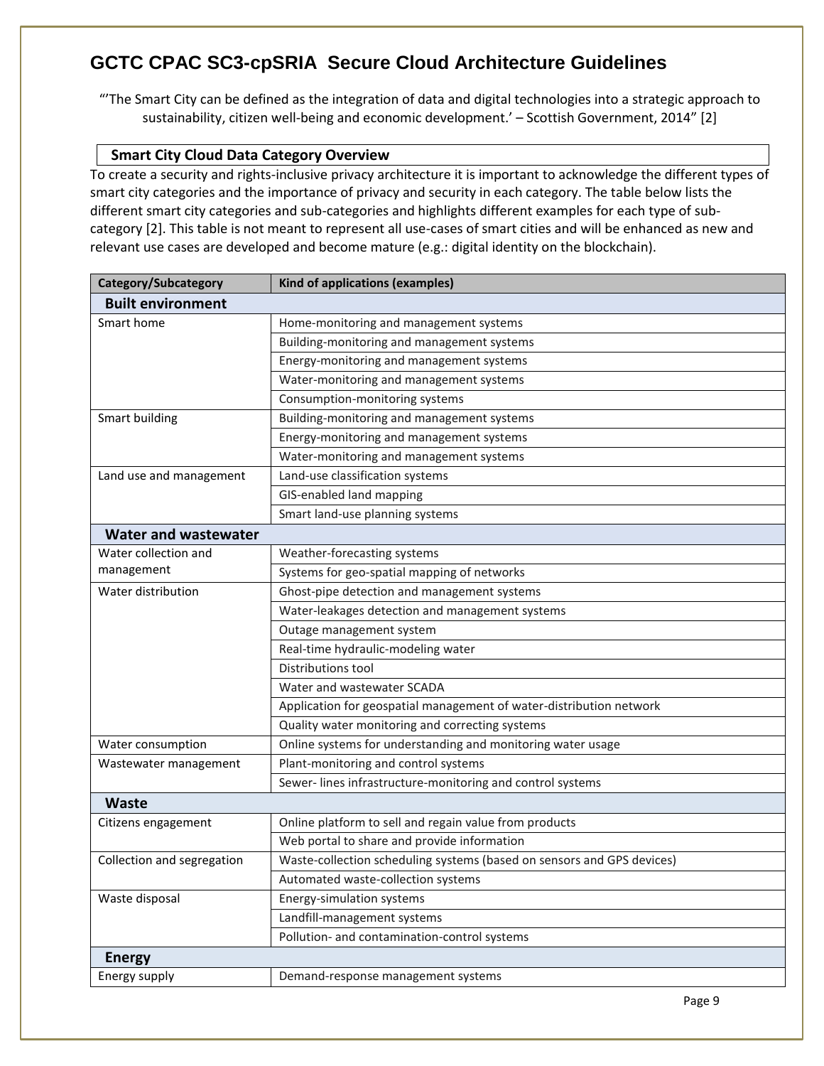# GCTC CPAC SC3-cpSRIA Secure Cloud Architecture Guidelines

"'The Smart City can be defined as the integration of data and digital technologies into a strategic approach to sustainability, citizen well-being and economic development.' – Scottish Government, 2014" [2]

## Smart City Cloud Data Category Overview

To create a security and rights-inclusive privacy architecture it is important to acknowledge the different types of smart city categories and the importance of privacy and security in each category. The table below lists the different smart city categories and sub-categories and highlights different examples for each type of sub-category [2]. This table is not meant to represent all use-cases of smart cities and will be enhanced as new and relevant use cases are developed and become mature (e.g.: digital identity on the blockchain).

| Category/Subcategory | Kind of applications (examples) |
|---|---|
| **Built environment** | |
| Smart home | Home-monitoring and management systems |
| | Building-monitoring and management systems |
| | Energy-monitoring and management systems |
| | Water-monitoring and management systems |
| | Consumption-monitoring systems |
| Smart building | Building-monitoring and management systems |
| | Energy-monitoring and management systems |
| | Water-monitoring and management systems |
| Land use and management | Land-use classification systems |
| | GIS-enabled land mapping |
| | Smart land-use planning systems |
| **Water and wastewater** | |
| Water collection and management | Weather-forecasting systems |
| | Systems for geo-spatial mapping of networks |
| Water distribution | Ghost-pipe detection and management systems |
| | Water-leakages detection and management systems |
| | Outage management system |
| | Real-time hydraulic-modeling water |
| | Distributions tool |
| | Water and wastewater SCADA |
| | Application for geospatial management of water-distribution network |
| | Quality water monitoring and correcting systems |
| Water consumption | Online systems for understanding and monitoring water usage |
| Wastewater management | Plant-monitoring and control systems |
| | Sewer- lines infrastructure-monitoring and control systems |
| **Waste** | |
| Citizens engagement | Online platform to sell and regain value from products |
| | Web portal to share and provide information |
| Collection and segregation | Waste-collection scheduling systems (based on sensors and GPS devices) |
| | Automated waste-collection systems |
| Waste disposal | Energy-simulation systems |
| | Landfill-management systems |
| | Pollution- and contamination-control systems |
| **Energy** | |
| Energy supply | Demand-response management systems |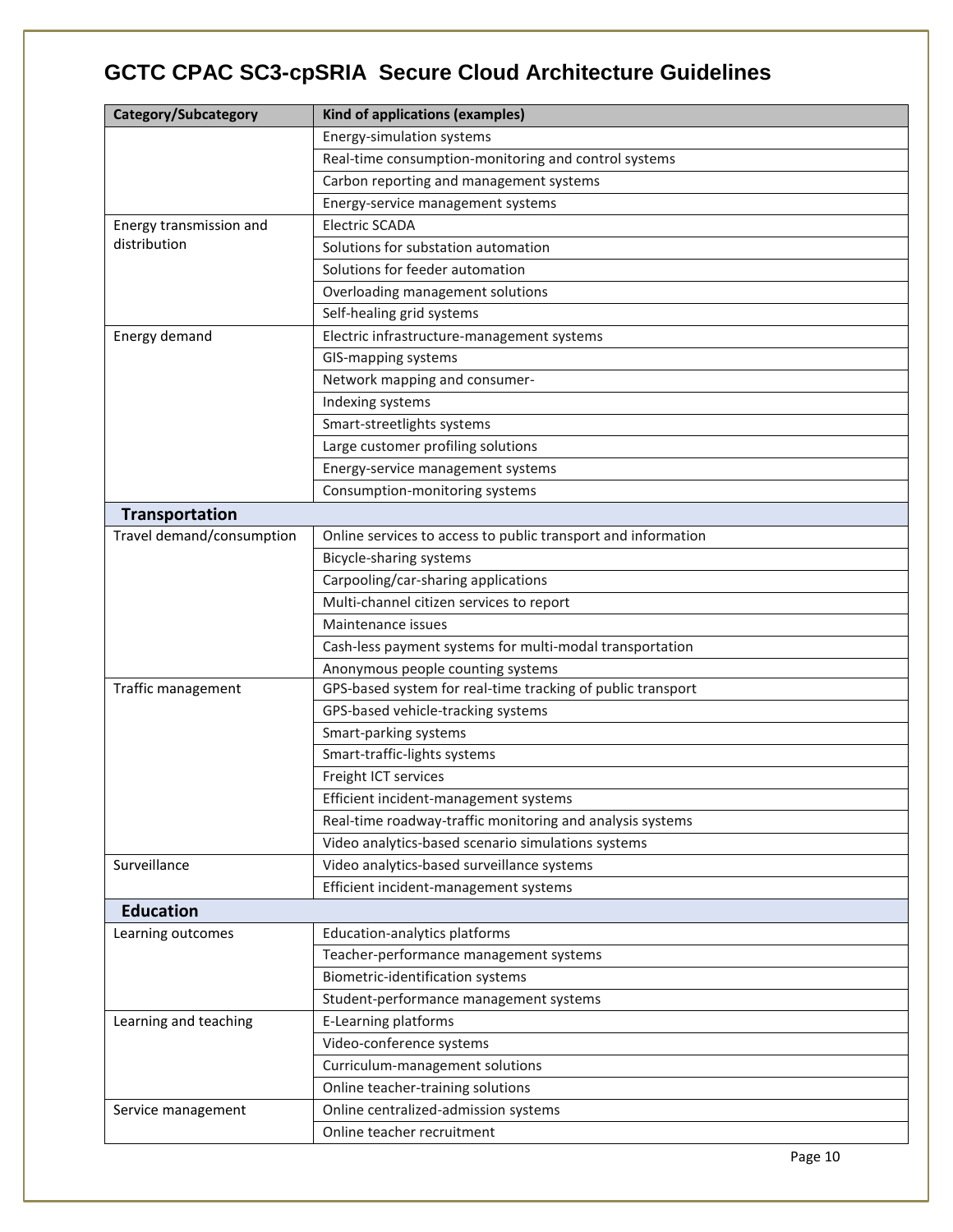| Category/Subcategory | Kind of applications (examples) |
|---|---|
| | Energy-simulation systems |
| | Real-time consumption-monitoring and control systems |
| | Carbon reporting and management systems |
| | Energy-service management systems |
| Energy transmission and distribution | Electric SCADA |
| | Solutions for substation automation |
| | Solutions for feeder automation |
| | Overloading management solutions |
| | Self-healing grid systems |
| Energy demand | Electric infrastructure-management systems |
| | GIS-mapping systems |
| | Network mapping and consumer- |
| | Indexing systems |
| | Smart-streetlights systems |
| | Large customer profiling solutions |
| | Energy-service management systems |
| | Consumption-monitoring systems |
| **Transportation** | |
| Travel demand/consumption | Online services to access to public transport and information |
| | Bicycle-sharing systems |
| | Carpooling/car-sharing applications |
| | Multi-channel citizen services to report |
| | Maintenance issues |
| | Cash-less payment systems for multi-modal transportation |
| | Anonymous people counting systems |
| Traffic management | GPS-based system for real-time tracking of public transport |
| | GPS-based vehicle-tracking systems |
| | Smart-parking systems |
| | Smart-traffic-lights systems |
| | Freight ICT services |
| | Efficient incident-management systems |
| | Real-time roadway-traffic monitoring and analysis systems |
| | Video analytics-based scenario simulations systems |
| Surveillance | Video analytics-based surveillance systems |
| | Efficient incident-management systems |
| **Education** | |
| Learning outcomes | Education-analytics platforms |
| | Teacher-performance management systems |
| | Biometric-identification systems |
| | Student-performance management systems |
| Learning and teaching | E-Learning platforms |
| | Video-conference systems |
| | Curriculum-management solutions |
| | Online teacher-training solutions |
| Service management | Online centralized-admission systems |
| | Online teacher recruitment |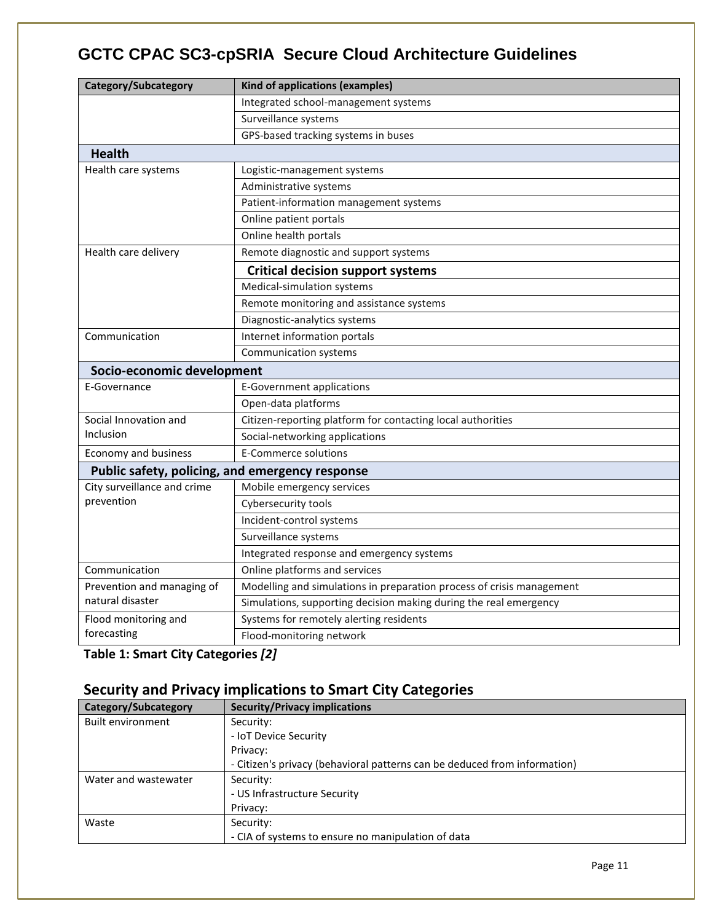| Category/Subcategory | Kind of applications (examples) |
|---|---|
| | Integrated school-management systems |
| | Surveillance systems |
| | GPS-based tracking systems in buses |
| **Health** | |
| Health care systems | Logistic-management systems |
| | Administrative systems |
| | Patient-information management systems |
| | Online patient portals |
| | Online health portals |
| Health care delivery | Remote diagnostic and support systems |
| | **Critical decision support systems** |
| | Medical-simulation systems |
| | Remote monitoring and assistance systems |
| | Diagnostic-analytics systems |
| Communication | Internet information portals |
| | Communication systems |
| **Socio-economic development** | |
| E-Governance | E-Government applications |
| | Open-data platforms |
| Social Innovation and Inclusion | Citizen-reporting platform for contacting local authorities |
| | Social-networking applications |
| Economy and business | E-Commerce solutions |
| **Public safety, policing, and emergency response** | |
| City surveillance and crime prevention | Mobile emergency services |
| | Cybersecurity tools |
| | Incident-control systems |
| | Surveillance systems |
| | Integrated response and emergency systems |
| Communication | Online platforms and services |
| Prevention and managing of natural disaster | Modelling and simulations in preparation process of crisis management |
| | Simulations, supporting decision making during the real emergency |
| Flood monitoring and forecasting | Systems for remotely alerting residents |
| | Flood-monitoring network |

**Table 1: Smart City Categories *[2]***

## Security and Privacy implications to Smart City Categories

| Category/Subcategory | Security/Privacy implications |
|---|---|
| Built environment | Security:<br>- IoT Device Security<br>Privacy:<br>- Citizen's privacy (behavioral patterns can be deduced from information) |
| Water and wastewater | Security:<br>- US Infrastructure Security<br>Privacy: |
| Waste | Security:<br>- CIA of systems to ensure no manipulation of data |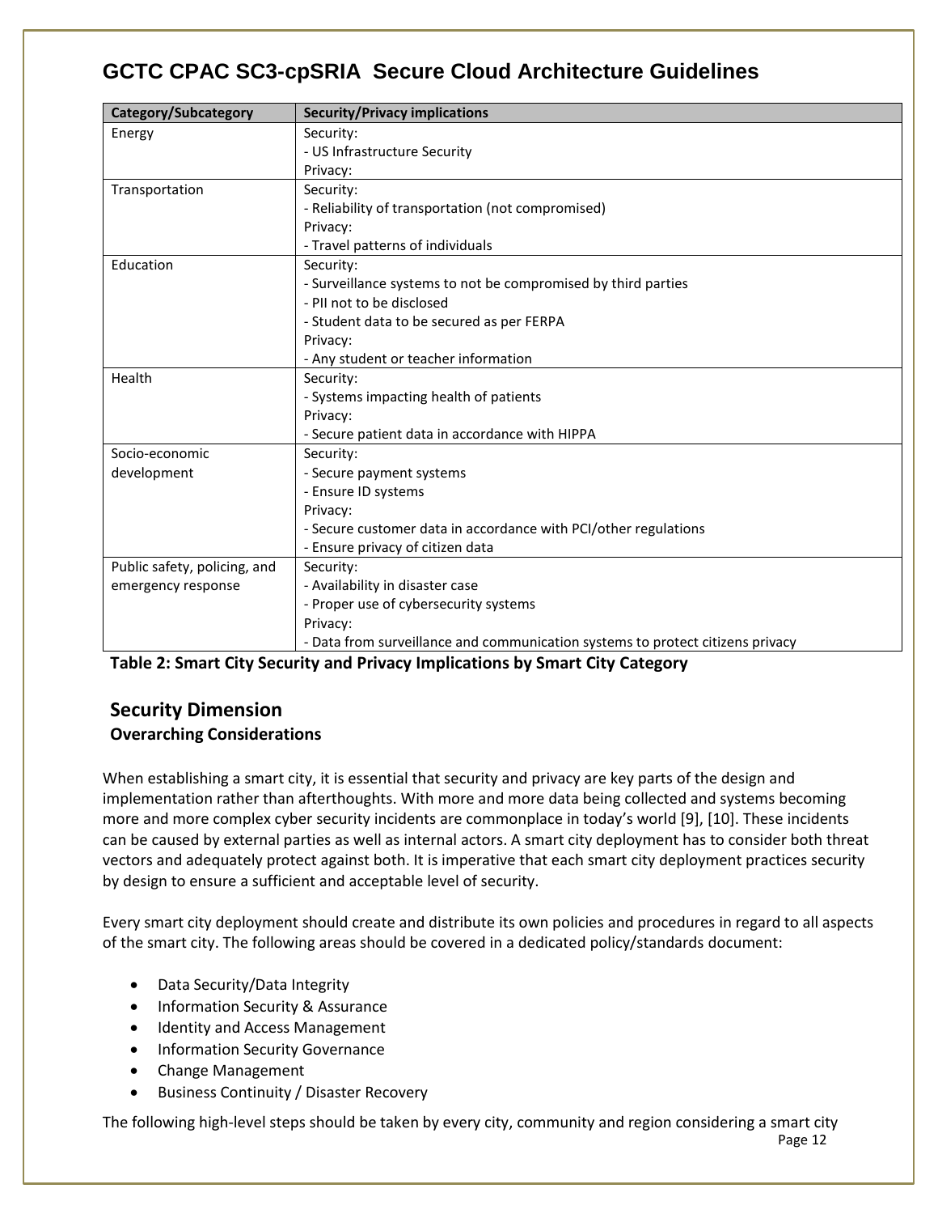| Category/Subcategory | Security/Privacy implications |
| --- | --- |
| Energy | Security:<br>- US Infrastructure Security<br>Privacy: |
| Transportation | Security:<br>- Reliability of transportation (not compromised)<br>Privacy:<br>- Travel patterns of individuals |
| Education | Security:<br>- Surveillance systems to not be compromised by third parties<br>- PII not to be disclosed<br>- Student data to be secured as per FERPA<br>Privacy:<br>- Any student or teacher information |
| Health | Security:<br>- Systems impacting health of patients<br>Privacy:<br>- Secure patient data in accordance with HIPPA |
| Socio-economic development | Security:<br>- Secure payment systems<br>- Ensure ID systems<br>Privacy:<br>- Secure customer data in accordance with PCI/other regulations<br>- Ensure privacy of citizen data |
| Public safety, policing, and emergency response | Security:<br>- Availability in disaster case<br>- Proper use of cybersecurity systems<br>Privacy:<br>- Data from surveillance and communication systems to protect citizens privacy |

**Table 2: Smart City Security and Privacy Implications by Smart City Category**

## Security Dimension

### Overarching Considerations

When establishing a smart city, it is essential that security and privacy are key parts of the design and implementation rather than afterthoughts. With more and more data being collected and systems becoming more and more complex cyber security incidents are commonplace in today's world [9], [10]. These incidents can be caused by external parties as well as internal actors. A smart city deployment has to consider both threat vectors and adequately protect against both. It is imperative that each smart city deployment practices security by design to ensure a sufficient and acceptable level of security.

Every smart city deployment should create and distribute its own policies and procedures in regard to all aspects of the smart city. The following areas should be covered in a dedicated policy/standards document:

- Data Security/Data Integrity
- Information Security & Assurance
- Identity and Access Management
- Information Security Governance
- Change Management
- Business Continuity / Disaster Recovery

The following high-level steps should be taken by every city, community and region considering a smart city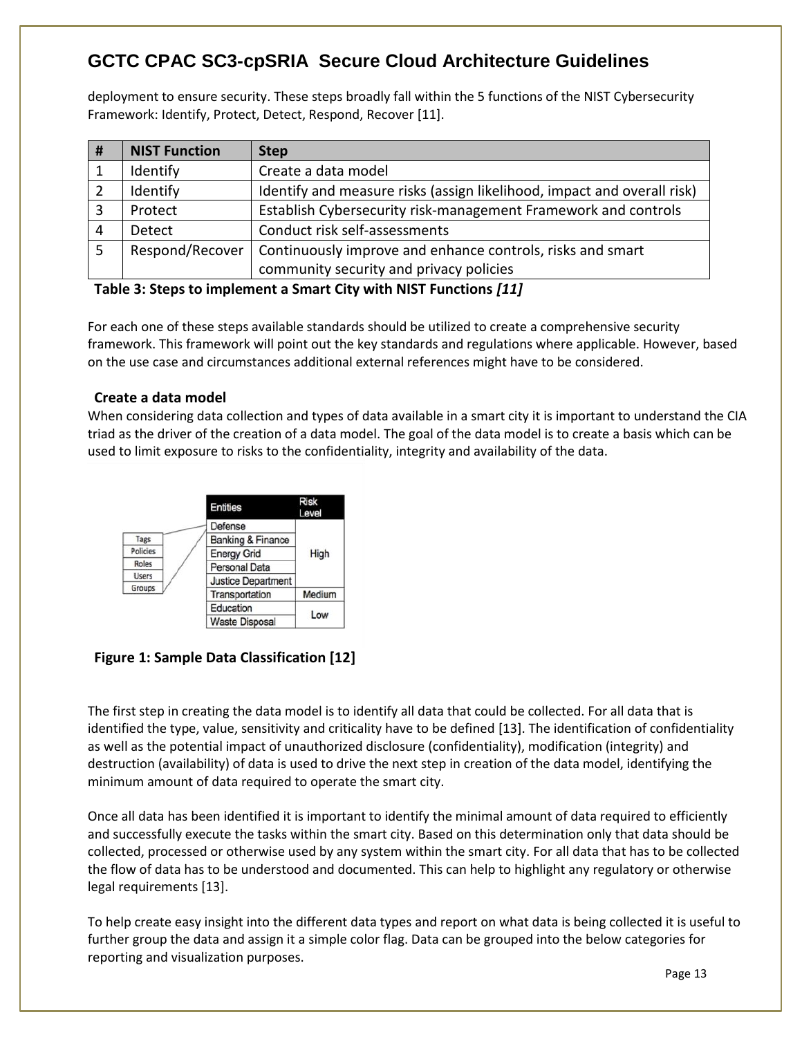deployment to ensure security. These steps broadly fall within the 5 functions of the NIST Cybersecurity Framework: Identify, Protect, Detect, Respond, Recover [11].

| # | NIST Function | Step |
|---|---|---|
| 1 | Identify | Create a data model |
| 2 | Identify | Identify and measure risks (assign likelihood, impact and overall risk) |
| 3 | Protect | Establish Cybersecurity risk-management Framework and controls |
| 4 | Detect | Conduct risk self-assessments |
| 5 | Respond/Recover | Continuously improve and enhance controls, risks and smart community security and privacy policies |

**Table 3: Steps to implement a Smart City with NIST Functions** ***[11]***

For each one of these steps available standards should be utilized to create a comprehensive security framework. This framework will point out the key standards and regulations where applicable. However, based on the use case and circumstances additional external references might have to be considered.

### Create a data model

When considering data collection and types of data available in a smart city it is important to understand the CIA triad as the driver of the creation of a data model. The goal of the data model is to create a basis which can be used to limit exposure to risks to the confidentiality, integrity and availability of the data.

Tags, Policies, Roles, Users, Groups

| Entities | Risk Level |
|---|---|
| Defense | High |
| Banking & Finance | High |
| Energy Grid | High |
| Personal Data | High |
| Justice Department | High |
| Transportation | Medium |
| Education | Low |
| Waste Disposal | Low |

**Figure 1: Sample Data Classification [12]**

The first step in creating the data model is to identify all data that could be collected. For all data that is identified the type, value, sensitivity and criticality have to be defined [13]. The identification of confidentiality as well as the potential impact of unauthorized disclosure (confidentiality), modification (integrity) and destruction (availability) of data is used to drive the next step in creation of the data model, identifying the minimum amount of data required to operate the smart city.

Once all data has been identified it is important to identify the minimal amount of data required to efficiently and successfully execute the tasks within the smart city. Based on this determination only that data should be collected, processed or otherwise used by any system within the smart city. For all data that has to be collected the flow of data has to be understood and documented. This can help to highlight any regulatory or otherwise legal requirements [13].

To help create easy insight into the different data types and report on what data is being collected it is useful to further group the data and assign it a simple color flag. Data can be grouped into the below categories for reporting and visualization purposes.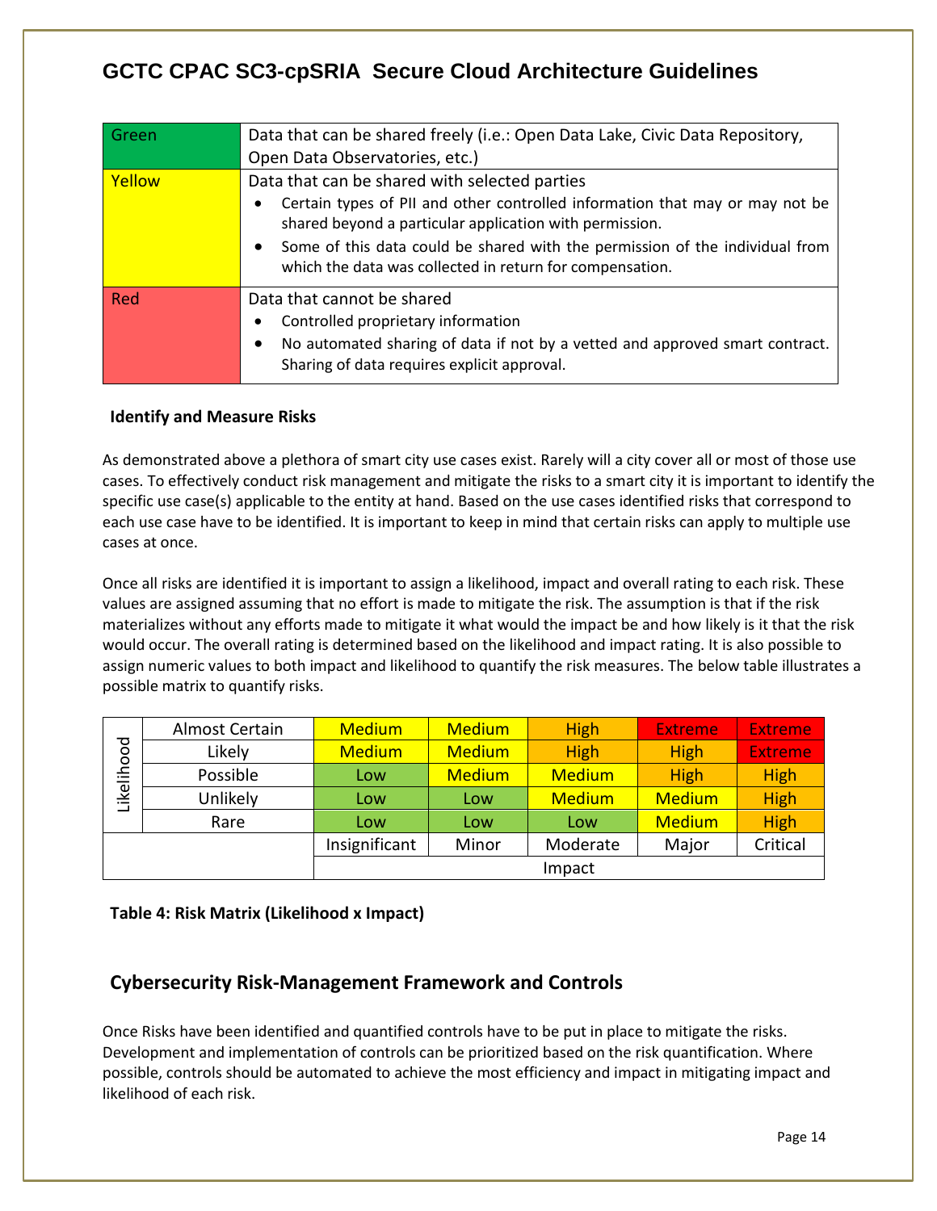| Green | Data that can be shared freely (i.e.: Open Data Lake, Civic Data Repository, Open Data Observatories, etc.) |
|---|---|
| Yellow | Data that can be shared with selected parties<br>• Certain types of PII and other controlled information that may or may not be shared beyond a particular application with permission.<br>• Some of this data could be shared with the permission of the individual from which the data was collected in return for compensation. |
| Red | Data that cannot be shared<br>• Controlled proprietary information<br>• No automated sharing of data if not by a vetted and approved smart contract. Sharing of data requires explicit approval. |

### Identify and Measure Risks

As demonstrated above a plethora of smart city use cases exist. Rarely will a city cover all or most of those use cases. To effectively conduct risk management and mitigate the risks to a smart city it is important to identify the specific use case(s) applicable to the entity at hand. Based on the use cases identified risks that correspond to each use case have to be identified. It is important to keep in mind that certain risks can apply to multiple use cases at once.

Once all risks are identified it is important to assign a likelihood, impact and overall rating to each risk. These values are assigned assuming that no effort is made to mitigate the risk. The assumption is that if the risk materializes without any efforts made to mitigate it what would the impact be and how likely is it that the risk would occur. The overall rating is determined based on the likelihood and impact rating. It is also possible to assign numeric values to both impact and likelihood to quantify the risk measures. The below table illustrates a possible matrix to quantify risks.

| Likelihood | | | | | | |
|---|---|---|---|---|---|---|
| | Almost Certain | Medium | Medium | High | Extreme | Extreme |
| | Likely | Medium | Medium | High | High | Extreme |
| | Possible | Low | Medium | Medium | High | High |
| | Unlikely | Low | Low | Medium | Medium | High |
| | Rare | Low | Low | Low | Medium | High |
| | | Insignificant | Minor | Moderate | Major | Critical |
| | | Impact | | | | |

**Table 4: Risk Matrix (Likelihood x Impact)**

## Cybersecurity Risk-Management Framework and Controls

Once Risks have been identified and quantified controls have to be put in place to mitigate the risks. Development and implementation of controls can be prioritized based on the risk quantification. Where possible, controls should be automated to achieve the most efficiency and impact in mitigating impact and likelihood of each risk.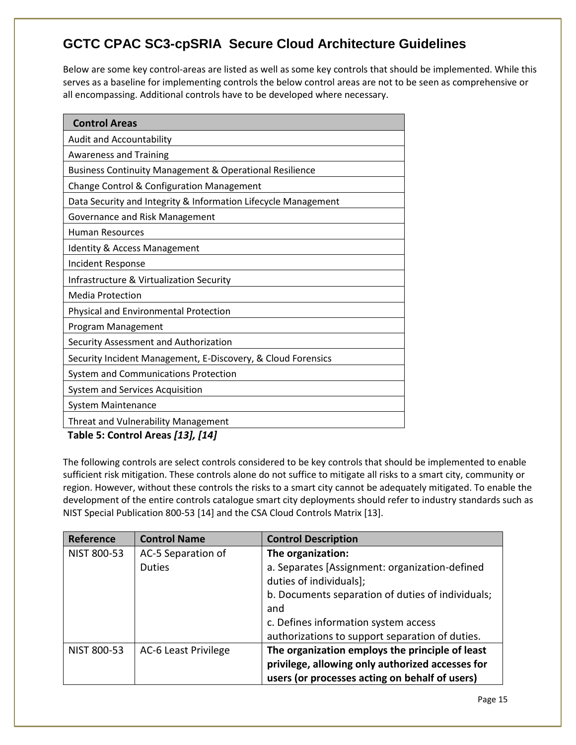## GCTC CPAC SC3-cpSRIA Secure Cloud Architecture Guidelines

Below are some key control-areas are listed as well as some key controls that should be implemented. While this serves as a baseline for implementing controls the below control areas are not to be seen as comprehensive or all encompassing. Additional controls have to be developed where necessary.

| Control Areas |
|---|
| Audit and Accountability |
| Awareness and Training |
| Business Continuity Management & Operational Resilience |
| Change Control & Configuration Management |
| Data Security and Integrity & Information Lifecycle Management |
| Governance and Risk Management |
| Human Resources |
| Identity & Access Management |
| Incident Response |
| Infrastructure & Virtualization Security |
| Media Protection |
| Physical and Environmental Protection |
| Program Management |
| Security Assessment and Authorization |
| Security Incident Management, E-Discovery, & Cloud Forensics |
| System and Communications Protection |
| System and Services Acquisition |
| System Maintenance |
| Threat and Vulnerability Management |

**Table 5: Control Areas *[13], [14]***

The following controls are select controls considered to be key controls that should be implemented to enable sufficient risk mitigation. These controls alone do not suffice to mitigate all risks to a smart city, community or region. However, without these controls the risks to a smart city cannot be adequately mitigated. To enable the development of the entire controls catalogue smart city deployments should refer to industry standards such as NIST Special Publication 800-53 [14] and the CSA Cloud Controls Matrix [13].

| Reference | Control Name | Control Description |
|---|---|---|
| NIST 800-53 | AC-5 Separation of Duties | **The organization:**<br>a. Separates [Assignment: organization-defined duties of individuals];<br>b. Documents separation of duties of individuals; and<br>c. Defines information system access authorizations to support separation of duties. |
| NIST 800-53 | AC-6 Least Privilege | **The organization employs the principle of least privilege, allowing only authorized accesses for users (or processes acting on behalf of users)** |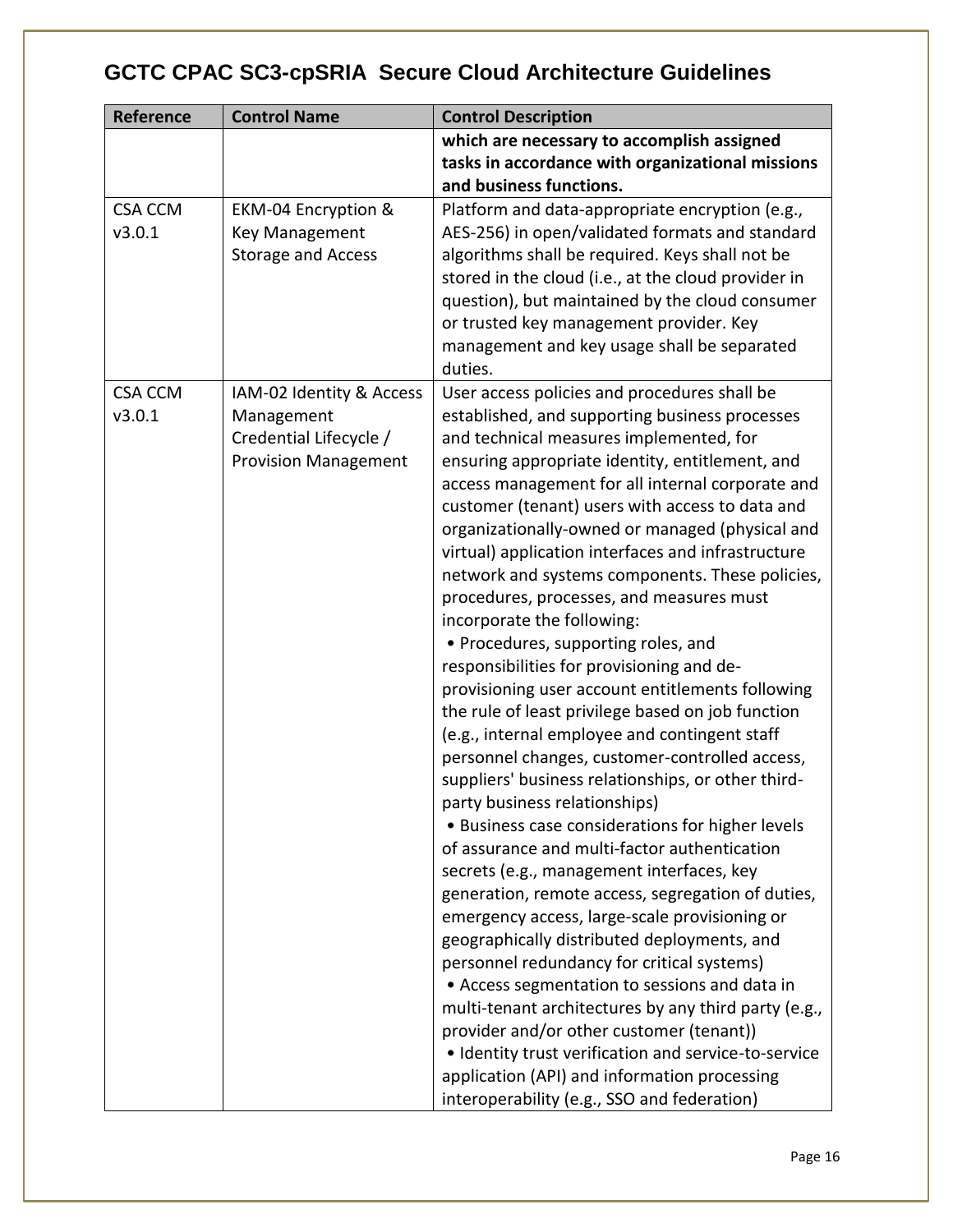## GCTC CPAC SC3-cpSRIA Secure Cloud Architecture Guidelines

| Reference | Control Name | Control Description |
|---|---|---|
| | | **which are necessary to accomplish assigned tasks in accordance with organizational missions and business functions.** |
| CSA CCM v3.0.1 | EKM-04 Encryption & Key Management Storage and Access | Platform and data-appropriate encryption (e.g., AES-256) in open/validated formats and standard algorithms shall be required. Keys shall not be stored in the cloud (i.e., at the cloud provider in question), but maintained by the cloud consumer or trusted key management provider. Key management and key usage shall be separated duties. |
| CSA CCM v3.0.1 | IAM-02 Identity & Access Management Credential Lifecycle / Provision Management | User access policies and procedures shall be established, and supporting business processes and technical measures implemented, for ensuring appropriate identity, entitlement, and access management for all internal corporate and customer (tenant) users with access to data and organizationally-owned or managed (physical and virtual) application interfaces and infrastructure network and systems components. These policies, procedures, processes, and measures must incorporate the following: • Procedures, supporting roles, and responsibilities for provisioning and de-provisioning user account entitlements following the rule of least privilege based on job function (e.g., internal employee and contingent staff personnel changes, customer-controlled access, suppliers' business relationships, or other third-party business relationships) • Business case considerations for higher levels of assurance and multi-factor authentication secrets (e.g., management interfaces, key generation, remote access, segregation of duties, emergency access, large-scale provisioning or geographically distributed deployments, and personnel redundancy for critical systems) • Access segmentation to sessions and data in multi-tenant architectures by any third party (e.g., provider and/or other customer (tenant)) • Identity trust verification and service-to-service application (API) and information processing interoperability (e.g., SSO and federation) |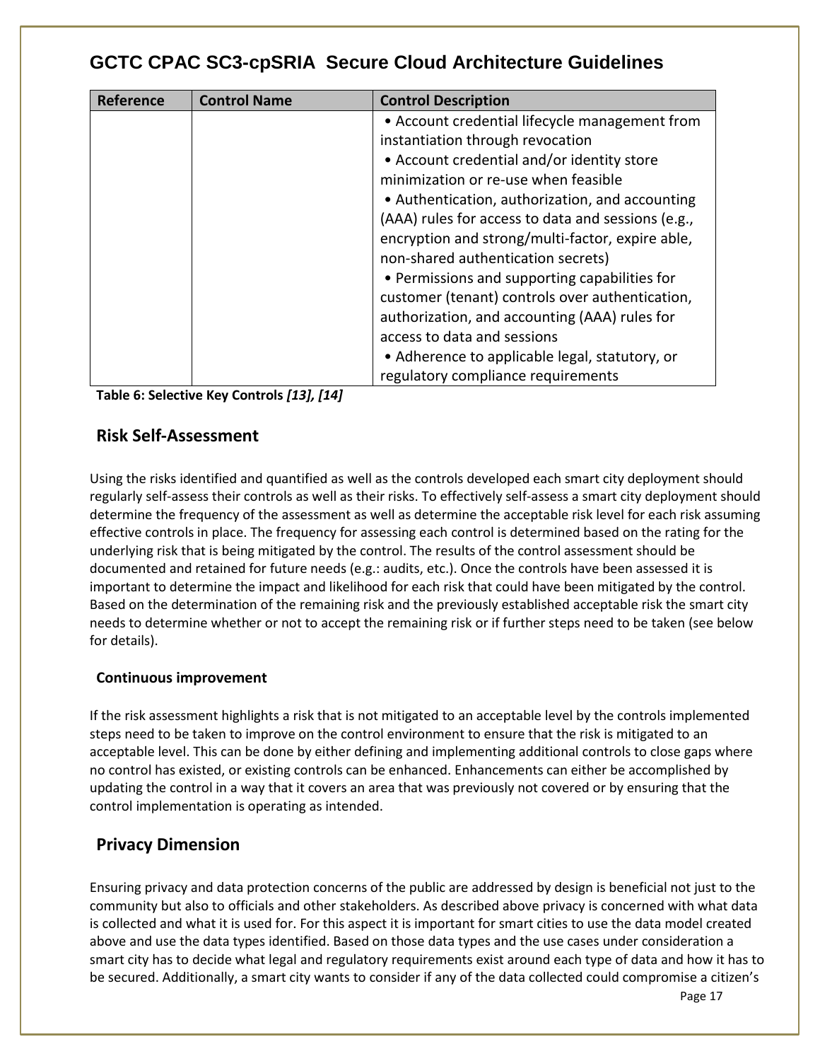| Reference | Control Name | Control Description |
|---|---|---|
| | | • Account credential lifecycle management from instantiation through revocation<br>• Account credential and/or identity store minimization or re-use when feasible<br>• Authentication, authorization, and accounting (AAA) rules for access to data and sessions (e.g., encryption and strong/multi-factor, expire able, non-shared authentication secrets)<br>• Permissions and supporting capabilities for customer (tenant) controls over authentication, authorization, and accounting (AAA) rules for access to data and sessions<br>• Adherence to applicable legal, statutory, or regulatory compliance requirements |

**Table 6: Selective Key Controls** ***[13], [14]***

## Risk Self-Assessment

Using the risks identified and quantified as well as the controls developed each smart city deployment should regularly self-assess their controls as well as their risks. To effectively self-assess a smart city deployment should determine the frequency of the assessment as well as determine the acceptable risk level for each risk assuming effective controls in place. The frequency for assessing each control is determined based on the rating for the underlying risk that is being mitigated by the control. The results of the control assessment should be documented and retained for future needs (e.g.: audits, etc.). Once the controls have been assessed it is important to determine the impact and likelihood for each risk that could have been mitigated by the control. Based on the determination of the remaining risk and the previously established acceptable risk the smart city needs to determine whether or not to accept the remaining risk or if further steps need to be taken (see below for details).

### Continuous improvement

If the risk assessment highlights a risk that is not mitigated to an acceptable level by the controls implemented steps need to be taken to improve on the control environment to ensure that the risk is mitigated to an acceptable level. This can be done by either defining and implementing additional controls to close gaps where no control has existed, or existing controls can be enhanced. Enhancements can either be accomplished by updating the control in a way that it covers an area that was previously not covered or by ensuring that the control implementation is operating as intended.

## Privacy Dimension

Ensuring privacy and data protection concerns of the public are addressed by design is beneficial not just to the community but also to officials and other stakeholders. As described above privacy is concerned with what data is collected and what it is used for. For this aspect it is important for smart cities to use the data model created above and use the data types identified. Based on those data types and the use cases under consideration a smart city has to decide what legal and regulatory requirements exist around each type of data and how it has to be secured. Additionally, a smart city wants to consider if any of the data collected could compromise a citizen's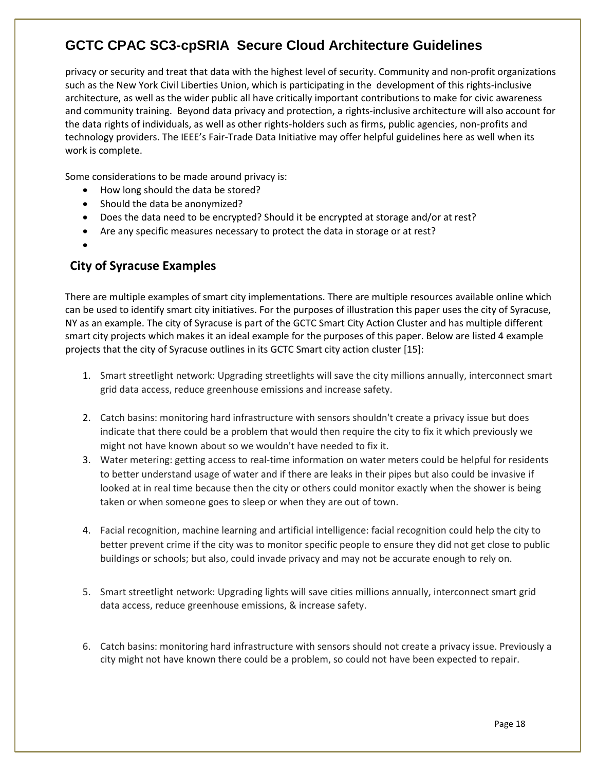privacy or security and treat that data with the highest level of security. Community and non-profit organizations such as the New York Civil Liberties Union, which is participating in the development of this rights-inclusive architecture, as well as the wider public all have critically important contributions to make for civic awareness and community training. Beyond data privacy and protection, a rights-inclusive architecture will also account for the data rights of individuals, as well as other rights-holders such as firms, public agencies, non-profits and technology providers. The IEEE's Fair-Trade Data Initiative may offer helpful guidelines here as well when its work is complete.

Some considerations to be made around privacy is:

- How long should the data be stored?
- Should the data be anonymized?
- Does the data need to be encrypted? Should it be encrypted at storage and/or at rest?
- Are any specific measures necessary to protect the data in storage or at rest?

## City of Syracuse Examples

There are multiple examples of smart city implementations. There are multiple resources available online which can be used to identify smart city initiatives. For the purposes of illustration this paper uses the city of Syracuse, NY as an example. The city of Syracuse is part of the GCTC Smart City Action Cluster and has multiple different smart city projects which makes it an ideal example for the purposes of this paper. Below are listed 4 example projects that the city of Syracuse outlines in its GCTC Smart city action cluster [15]:

1. Smart streetlight network: Upgrading streetlights will save the city millions annually, interconnect smart grid data access, reduce greenhouse emissions and increase safety.
2. Catch basins: monitoring hard infrastructure with sensors shouldn't create a privacy issue but does indicate that there could be a problem that would then require the city to fix it which previously we might not have known about so we wouldn't have needed to fix it.
3. Water metering: getting access to real-time information on water meters could be helpful for residents to better understand usage of water and if there are leaks in their pipes but also could be invasive if looked at in real time because then the city or others could monitor exactly when the shower is being taken or when someone goes to sleep or when they are out of town.
4. Facial recognition, machine learning and artificial intelligence: facial recognition could help the city to better prevent crime if the city was to monitor specific people to ensure they did not get close to public buildings or schools; but also, could invade privacy and may not be accurate enough to rely on.
5. Smart streetlight network: Upgrading lights will save cities millions annually, interconnect smart grid data access, reduce greenhouse emissions, & increase safety.
6. Catch basins: monitoring hard infrastructure with sensors should not create a privacy issue. Previously a city might not have known there could be a problem, so could not have been expected to repair.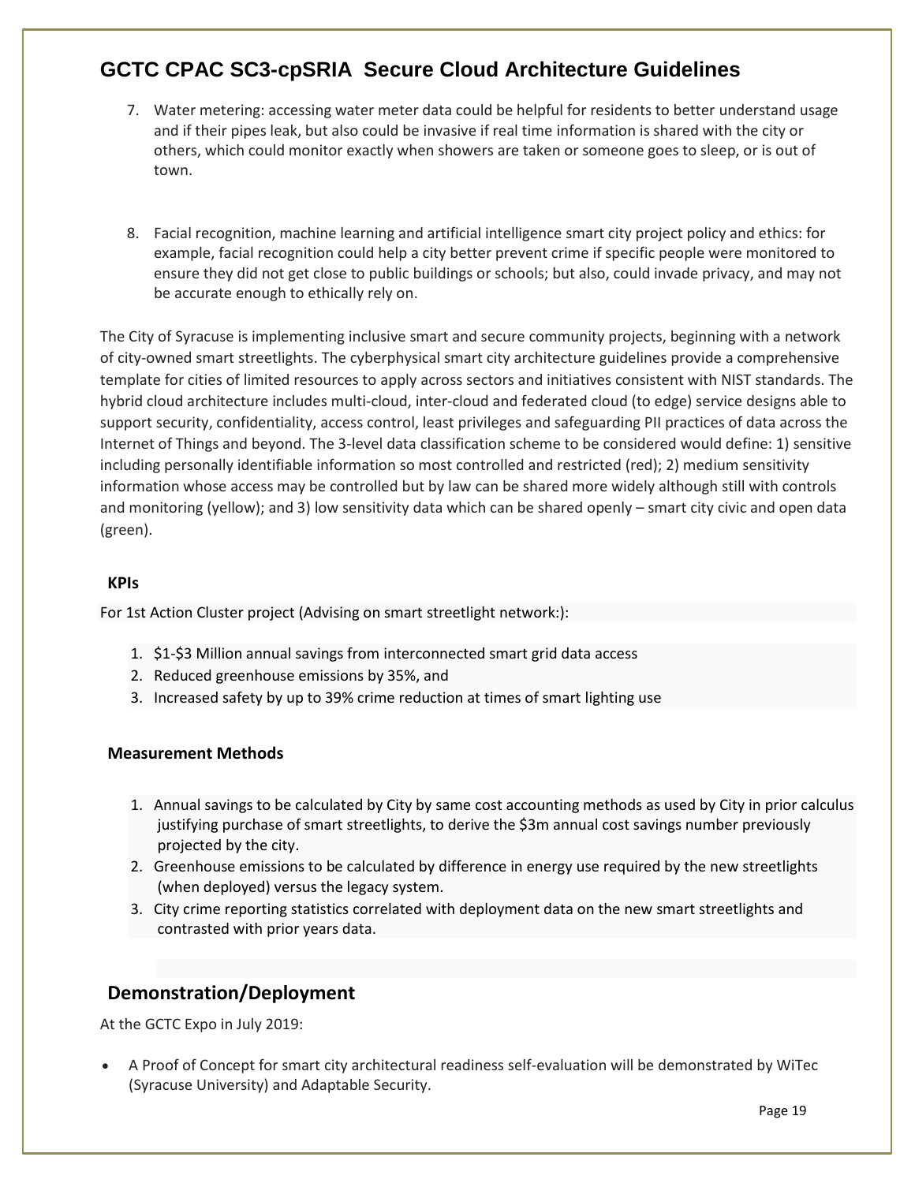7. Water metering: accessing water meter data could be helpful for residents to better understand usage and if their pipes leak, but also could be invasive if real time information is shared with the city or others, which could monitor exactly when showers are taken or someone goes to sleep, or is out of town.

8. Facial recognition, machine learning and artificial intelligence smart city project policy and ethics: for example, facial recognition could help a city better prevent crime if specific people were monitored to ensure they did not get close to public buildings or schools; but also, could invade privacy, and may not be accurate enough to ethically rely on.

The City of Syracuse is implementing inclusive smart and secure community projects, beginning with a network of city-owned smart streetlights. The cyberphysical smart city architecture guidelines provide a comprehensive template for cities of limited resources to apply across sectors and initiatives consistent with NIST standards. The hybrid cloud architecture includes multi-cloud, inter-cloud and federated cloud (to edge) service designs able to support security, confidentiality, access control, least privileges and safeguarding PII practices of data across the Internet of Things and beyond. The 3-level data classification scheme to be considered would define: 1) sensitive including personally identifiable information so most controlled and restricted (red); 2) medium sensitivity information whose access may be controlled but by law can be shared more widely although still with controls and monitoring (yellow); and 3) low sensitivity data which can be shared openly – smart city civic and open data (green).

### KPIs

For 1st Action Cluster project (Advising on smart streetlight network:):

1. $1-$3 Million annual savings from interconnected smart grid data access
2. Reduced greenhouse emissions by 35%, and
3. Increased safety by up to 39% crime reduction at times of smart lighting use

### Measurement Methods

1. Annual savings to be calculated by City by same cost accounting methods as used by City in prior calculus justifying purchase of smart streetlights, to derive the $3m annual cost savings number previously projected by the city.
2. Greenhouse emissions to be calculated by difference in energy use required by the new streetlights (when deployed) versus the legacy system.
3. City crime reporting statistics correlated with deployment data on the new smart streetlights and contrasted with prior years data.

## Demonstration/Deployment

At the GCTC Expo in July 2019:

- A Proof of Concept for smart city architectural readiness self-evaluation will be demonstrated by WiTec (Syracuse University) and Adaptable Security.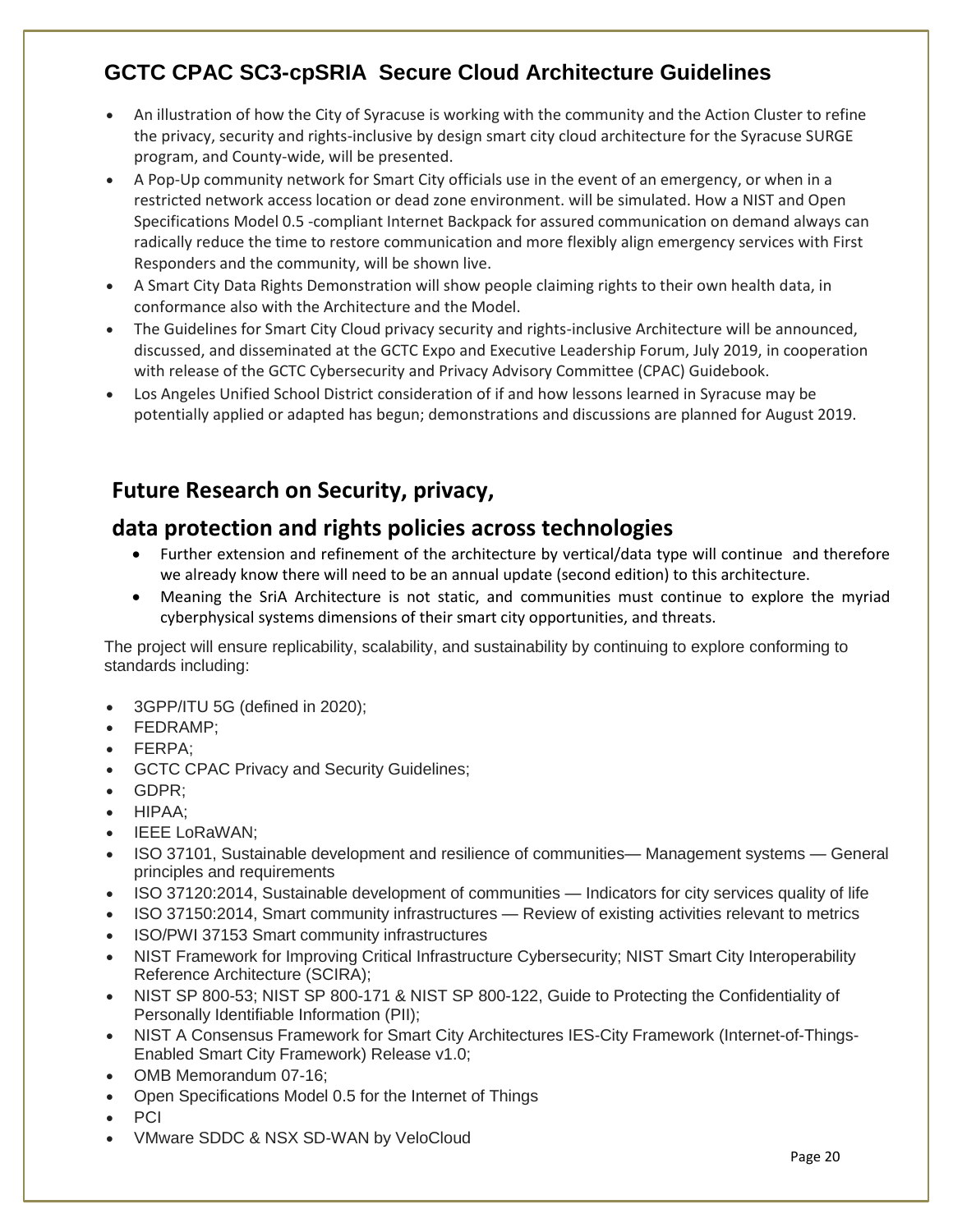## GCTC CPAC SC3-cpSRIA Secure Cloud Architecture Guidelines

- An illustration of how the City of Syracuse is working with the community and the Action Cluster to refine the privacy, security and rights-inclusive by design smart city cloud architecture for the Syracuse SURGE program, and County-wide, will be presented.
- A Pop-Up community network for Smart City officials use in the event of an emergency, or when in a restricted network access location or dead zone environment. will be simulated. How a NIST and Open Specifications Model 0.5 -compliant Internet Backpack for assured communication on demand always can radically reduce the time to restore communication and more flexibly align emergency services with First Responders and the community, will be shown live.
- A Smart City Data Rights Demonstration will show people claiming rights to their own health data, in conformance also with the Architecture and the Model.
- The Guidelines for Smart City Cloud privacy security and rights-inclusive Architecture will be announced, discussed, and disseminated at the GCTC Expo and Executive Leadership Forum, July 2019, in cooperation with release of the GCTC Cybersecurity and Privacy Advisory Committee (CPAC) Guidebook.
- Los Angeles Unified School District consideration of if and how lessons learned in Syracuse may be potentially applied or adapted has begun; demonstrations and discussions are planned for August 2019.

## Future Research on Security, privacy, data protection and rights policies across technologies

- Further extension and refinement of the architecture by vertical/data type will continue and therefore we already know there will need to be an annual update (second edition) to this architecture.
- Meaning the SriA Architecture is not static, and communities must continue to explore the myriad cyberphysical systems dimensions of their smart city opportunities, and threats.

The project will ensure replicability, scalability, and sustainability by continuing to explore conforming to standards including:

- 3GPP/ITU 5G (defined in 2020);
- FEDRAMP;
- FERPA;
- GCTC CPAC Privacy and Security Guidelines;
- GDPR;
- HIPAA;
- IEEE LoRaWAN;
- ISO 37101, Sustainable development and resilience of communities— Management systems — General principles and requirements
- ISO 37120:2014, Sustainable development of communities — Indicators for city services quality of life
- ISO 37150:2014, Smart community infrastructures — Review of existing activities relevant to metrics
- ISO/PWI 37153 Smart community infrastructures
- NIST Framework for Improving Critical Infrastructure Cybersecurity; NIST Smart City Interoperability Reference Architecture (SCIRA);
- NIST SP 800-53; NIST SP 800-171 & NIST SP 800-122, Guide to Protecting the Confidentiality of Personally Identifiable Information (PII);
- NIST A Consensus Framework for Smart City Architectures IES-City Framework (Internet-of-Things-Enabled Smart City Framework) Release v1.0;
- OMB Memorandum 07-16;
- Open Specifications Model 0.5 for the Internet of Things
- PCI
- VMware SDDC & NSX SD-WAN by VeloCloud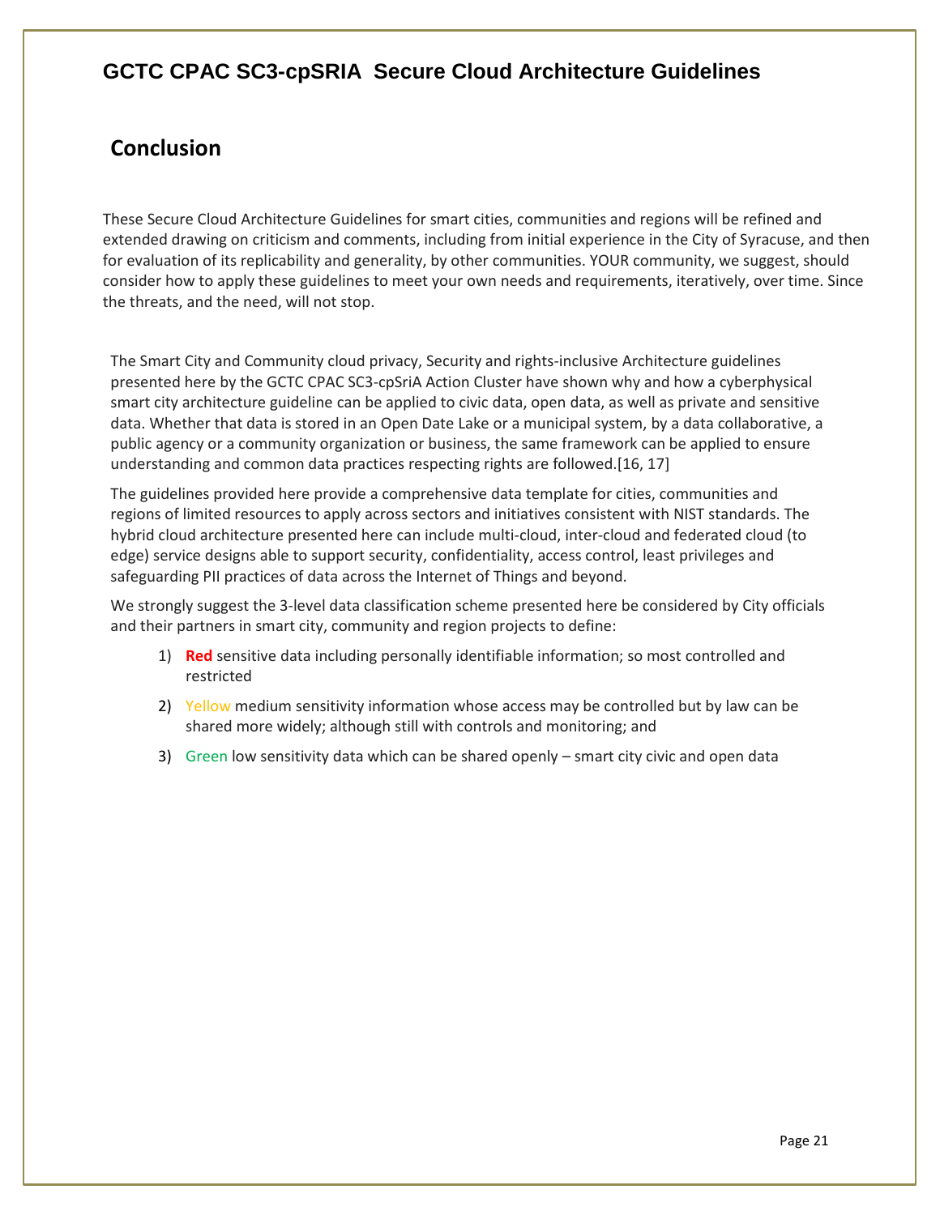## Conclusion

These Secure Cloud Architecture Guidelines for smart cities, communities and regions will be refined and extended drawing on criticism and comments, including from initial experience in the City of Syracuse, and then for evaluation of its replicability and generality, by other communities. YOUR community, we suggest, should consider how to apply these guidelines to meet your own needs and requirements, iteratively, over time. Since the threats, and the need, will not stop.

The Smart City and Community cloud privacy, Security and rights-inclusive Architecture guidelines presented here by the GCTC CPAC SC3-cpSriA Action Cluster have shown why and how a cyberphysical smart city architecture guideline can be applied to civic data, open data, as well as private and sensitive data. Whether that data is stored in an Open Date Lake or a municipal system, by a data collaborative, a public agency or a community organization or business, the same framework can be applied to ensure understanding and common data practices respecting rights are followed.[16, 17]

The guidelines provided here provide a comprehensive data template for cities, communities and regions of limited resources to apply across sectors and initiatives consistent with NIST standards. The hybrid cloud architecture presented here can include multi-cloud, inter-cloud and federated cloud (to edge) service designs able to support security, confidentiality, access control, least privileges and safeguarding PII practices of data across the Internet of Things and beyond.

We strongly suggest the 3-level data classification scheme presented here be considered by City officials and their partners in smart city, community and region projects to define:

1) **Red** sensitive data including personally identifiable information; so most controlled and restricted
2) Yellow medium sensitivity information whose access may be controlled but by law can be shared more widely; although still with controls and monitoring; and
3) Green low sensitivity data which can be shared openly – smart city civic and open data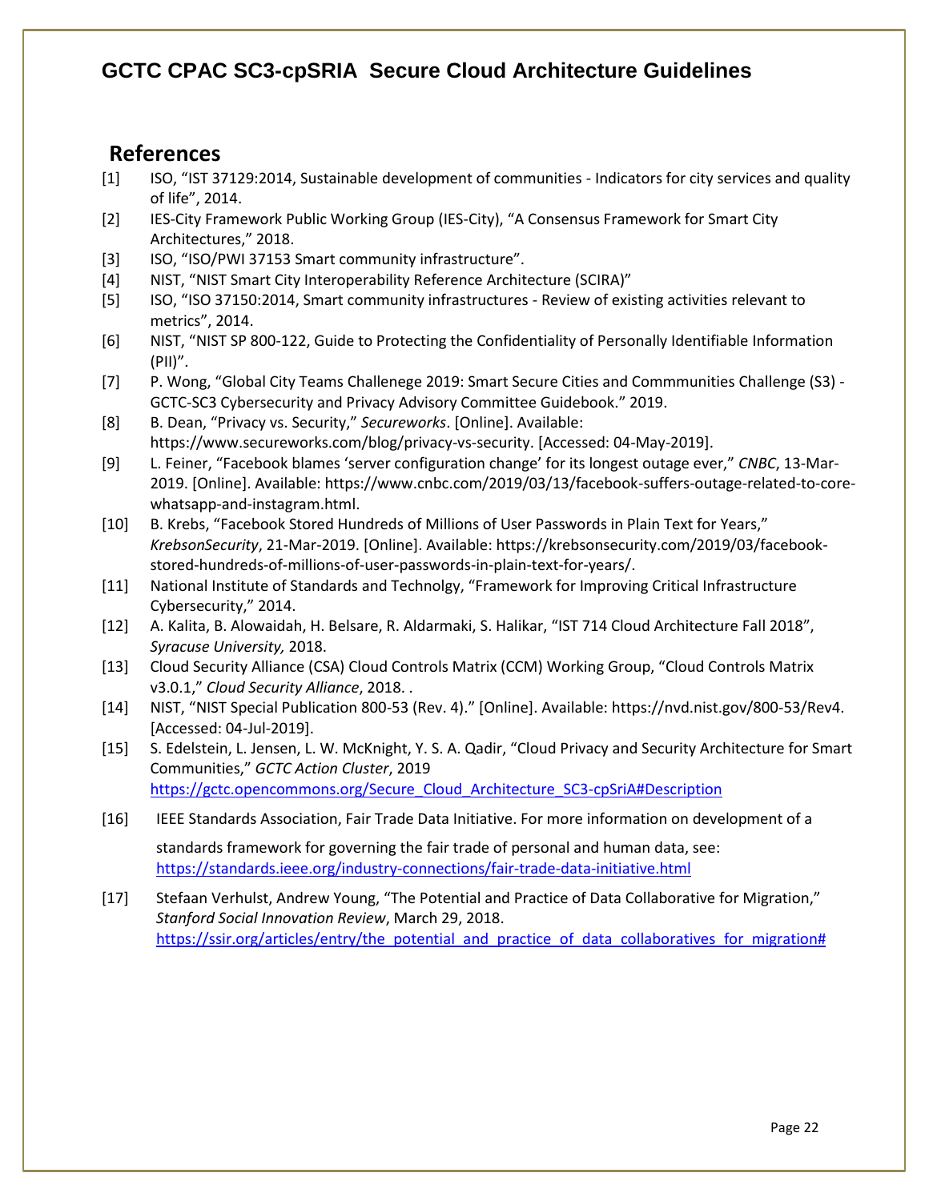## References

[1] ISO, "IST 37129:2014, Sustainable development of communities - Indicators for city services and quality of life", 2014.

[2] IES-City Framework Public Working Group (IES-City), "A Consensus Framework for Smart City Architectures," 2018.

[3] ISO, "ISO/PWI 37153 Smart community infrastructure".

[4] NIST, "NIST Smart City Interoperability Reference Architecture (SCIRA)"

[5] ISO, "ISO 37150:2014, Smart community infrastructures - Review of existing activities relevant to metrics", 2014.

[6] NIST, "NIST SP 800-122, Guide to Protecting the Confidentiality of Personally Identifiable Information (PII)".

[7] P. Wong, "Global City Teams Challenege 2019: Smart Secure Cities and Commmunities Challenge (S3) - GCTC-SC3 Cybersecurity and Privacy Advisory Committee Guidebook." 2019.

[8] B. Dean, "Privacy vs. Security," *Secureworks*. [Online]. Available: https://www.secureworks.com/blog/privacy-vs-security. [Accessed: 04-May-2019].

[9] L. Feiner, "Facebook blames 'server configuration change' for its longest outage ever," *CNBC*, 13-Mar-2019. [Online]. Available: https://www.cnbc.com/2019/03/13/facebook-suffers-outage-related-to-core-whatsapp-and-instagram.html.

[10] B. Krebs, "Facebook Stored Hundreds of Millions of User Passwords in Plain Text for Years," *KrebsonSecurity*, 21-Mar-2019. [Online]. Available: https://krebsonsecurity.com/2019/03/facebook-stored-hundreds-of-millions-of-user-passwords-in-plain-text-for-years/.

[11] National Institute of Standards and Technolgy, "Framework for Improving Critical Infrastructure Cybersecurity," 2014.

[12] A. Kalita, B. Alowaidah, H. Belsare, R. Aldarmaki, S. Halikar, "IST 714 Cloud Architecture Fall 2018", *Syracuse University,* 2018.

[13] Cloud Security Alliance (CSA) Cloud Controls Matrix (CCM) Working Group, "Cloud Controls Matrix v3.0.1," *Cloud Security Alliance*, 2018. .

[14] NIST, "NIST Special Publication 800-53 (Rev. 4)." [Online]. Available: https://nvd.nist.gov/800-53/Rev4. [Accessed: 04-Jul-2019].

[15] S. Edelstein, L. Jensen, L. W. McKnight, Y. S. A. Qadir, "Cloud Privacy and Security Architecture for Smart Communities," *GCTC Action Cluster*, 2019 https://gctc.opencommons.org/Secure_Cloud_Architecture_SC3-cpSriA#Description

[16] IEEE Standards Association, Fair Trade Data Initiative. For more information on development of a standards framework for governing the fair trade of personal and human data, see: https://standards.ieee.org/industry-connections/fair-trade-data-initiative.html

[17] Stefaan Verhulst, Andrew Young, "The Potential and Practice of Data Collaborative for Migration," *Stanford Social Innovation Review*, March 29, 2018. https://ssir.org/articles/entry/the_potential_and_practice_of_data_collaboratives_for_migration#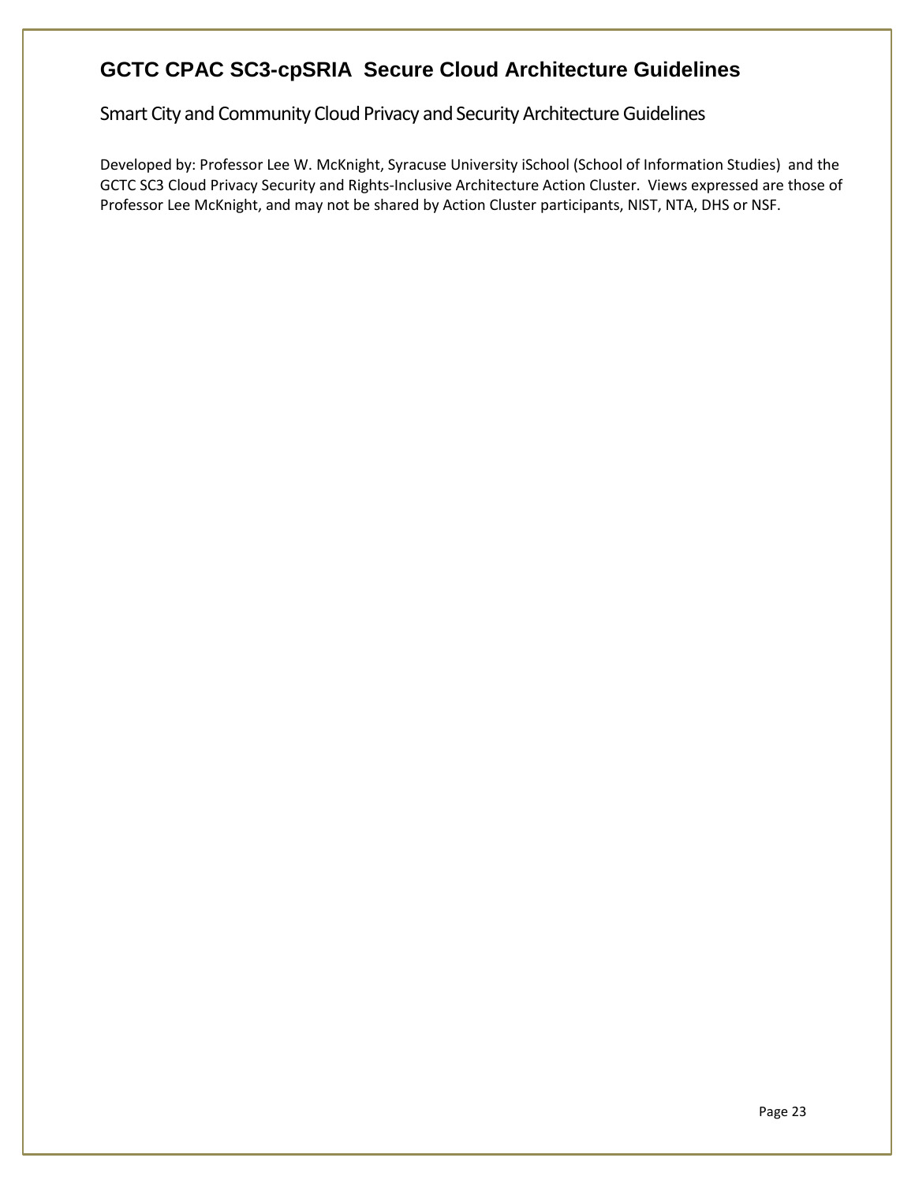# GCTC CPAC SC3-cpSRIA Secure Cloud Architecture Guidelines

## Smart City and Community Cloud Privacy and Security Architecture Guidelines

Developed by: Professor Lee W. McKnight, Syracuse University iSchool (School of Information Studies) and the GCTC SC3 Cloud Privacy Security and Rights-Inclusive Architecture Action Cluster. Views expressed are those of Professor Lee McKnight, and may not be shared by Action Cluster participants, NIST, NTA, DHS or NSF.